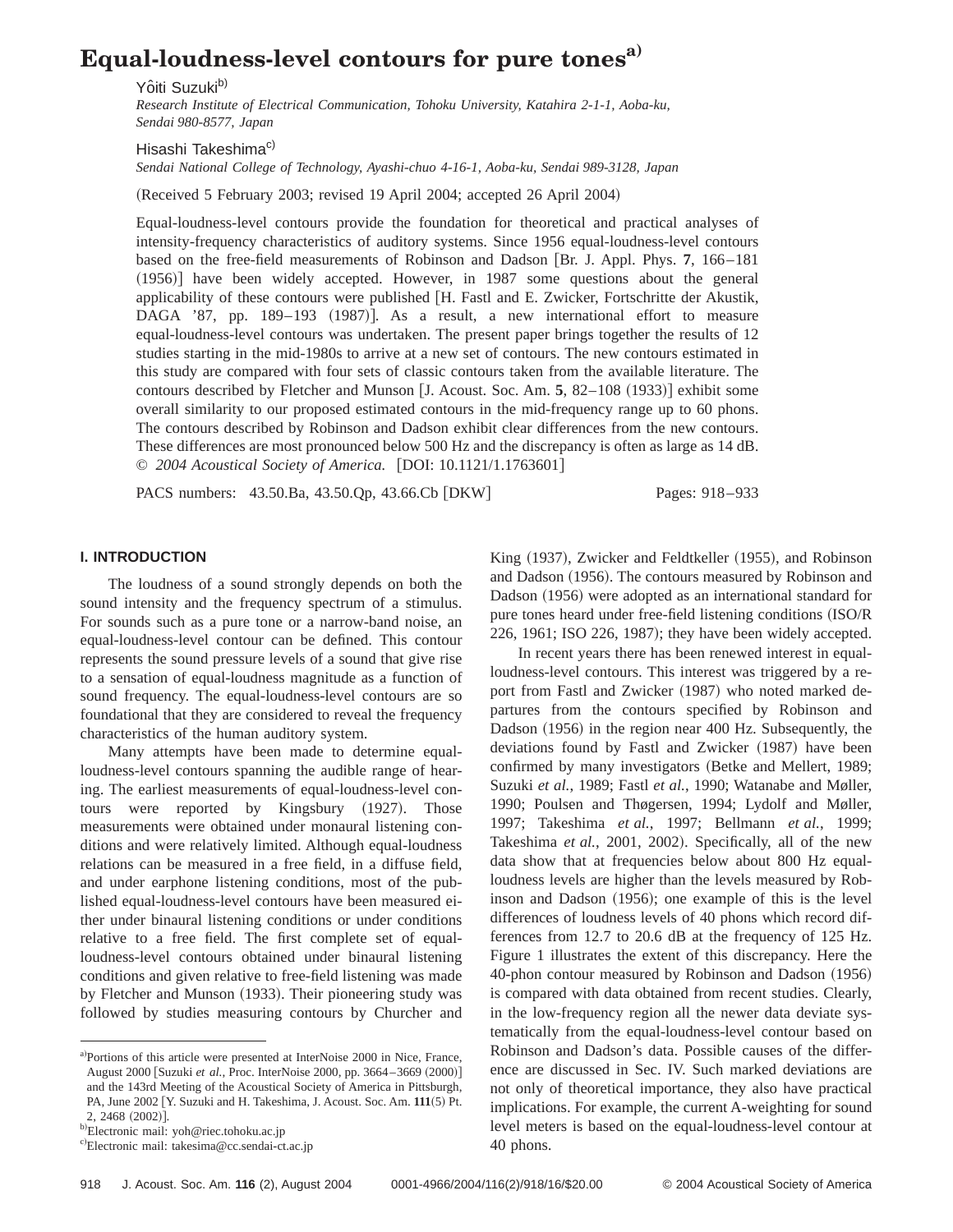# Equal-loudness-level contours for pure tones[a]

Yôiti Suzuki[b]

*Research Institute of Electrical Communication, Tohoku University, Katahira 2-1-1, Aoba-ku, Sendai 980-8577, Japan*

Hisashi Takeshima[c]

*Sendai National College of Technology, Ayashi-chuo 4-16-1, Aoba-ku, Sendai 989-3128, Japan*

(Received 5 February 2003; revised 19 April 2004; accepted 26 April 2004)

Equal-loudness-level contours provide the foundation for theoretical and practical analyses of intensity-frequency characteristics of auditory systems. Since 1956 equal-loudness-level contours based on the free-field measurements of Robinson and Dadson [Br. J. Appl. Phys. **7**, 166–181 (1956)] have been widely accepted. However, in 1987 some questions about the general applicability of these contours were published [H. Fastl and E. Zwicker, Fortschritte der Akustik, DAGA '87, pp. 189–193 (1987)]. As a result, a new international effort to measure equal-loudness-level contours was undertaken. The present paper brings together the results of 12 studies starting in the mid-1980s to arrive at a new set of contours. The new contours estimated in this study are compared with four sets of classic contours taken from the available literature. The contours described by Fletcher and Munson [J. Acoust. Soc. Am. **5**, 82–108 (1933)] exhibit some overall similarity to our proposed estimated contours in the mid-frequency range up to 60 phons. The contours described by Robinson and Dadson exhibit clear differences from the new contours. These differences are most pronounced below 500 Hz and the discrepancy is often as large as 14 dB. *© 2004 Acoustical Society of America.* [DOI: 10.1121/1.1763601]

PACS numbers: 43.50.Ba, 43.50.Qp, 43.66.Cb [DKW]

## I. INTRODUCTION

The loudness of a sound strongly depends on both the sound intensity and the frequency spectrum of a stimulus. For sounds such as a pure tone or a narrow-band noise, an equal-loudness-level contour can be defined. This contour represents the sound pressure levels of a sound that give rise to a sensation of equal-loudness magnitude as a function of sound frequency. The equal-loudness-level contours are so foundational that they are considered to reveal the frequency characteristics of the human auditory system.

Many attempts have been made to determine equal-loudness-level contours spanning the audible range of hearing. The earliest measurements of equal-loudness-level contours were reported by Kingsbury (1927). Those measurements were obtained under monaural listening conditions and were relatively limited. Although equal-loudness relations can be measured in a free field, in a diffuse field, and under earphone listening conditions, most of the published equal-loudness-level contours have been measured either under binaural listening conditions or under conditions relative to a free field. The first complete set of equal-loudness-level contours obtained under binaural listening conditions and given relative to free-field listening was made by Fletcher and Munson (1933). Their pioneering study was followed by studies measuring contours by Churcher and King (1937), Zwicker and Feldtkeller (1955), and Robinson and Dadson (1956). The contours measured by Robinson and Dadson (1956) were adopted as an international standard for pure tones heard under free-field listening conditions (ISO/R 226, 1961; ISO 226, 1987); they have been widely accepted.

In recent years there has been renewed interest in equal-loudness-level contours. This interest was triggered by a report from Fastl and Zwicker (1987) who noted marked departures from the contours specified by Robinson and Dadson (1956) in the region near 400 Hz. Subsequently, the deviations found by Fastl and Zwicker (1987) have been confirmed by many investigators (Betke and Mellert, 1989; Suzuki *et al.*, 1989; Fastl *et al.*, 1990; Watanabe and Møller, 1990; Poulsen and Thøgersen, 1994; Lydolf and Møller, 1997; Takeshima *et al.*, 1997; Bellmann *et al.*, 1999; Takeshima *et al.*, 2001, 2002). Specifically, all of the new data show that at frequencies below about 800 Hz equal-loudness levels are higher than the levels measured by Robinson and Dadson (1956); one example of this is the level differences of loudness levels of 40 phons which record differences from 12.7 to 20.6 dB at the frequency of 125 Hz. Figure 1 illustrates the extent of this discrepancy. Here the 40-phon contour measured by Robinson and Dadson (1956) is compared with data obtained from recent studies. Clearly, in the low-frequency region all the newer data deviate systematically from the equal-loudness-level contour based on Robinson and Dadson's data. Possible causes of the difference are discussed in Sec. IV. Such marked deviations are not only of theoretical importance, they also have practical implications. For example, the current A-weighting for sound level meters is based on the equal-loudness-level contour at 40 phons.

---

[a] Portions of this article were presented at InterNoise 2000 in Nice, France, August 2000 [Suzuki *et al.*, Proc. InterNoise 2000, pp. 3664–3669 (2000)] and the 143rd Meeting of the Acoustical Society of America in Pittsburgh, PA, June 2002 [Y. Suzuki and H. Takeshima, J. Acoust. Soc. Am. **111**(5) Pt. 2, 2468 (2002)].

[b] Electronic mail: yoh@riec.tohoku.ac.jp

[c] Electronic mail: takesima@cc.sendai-ct.ac.jp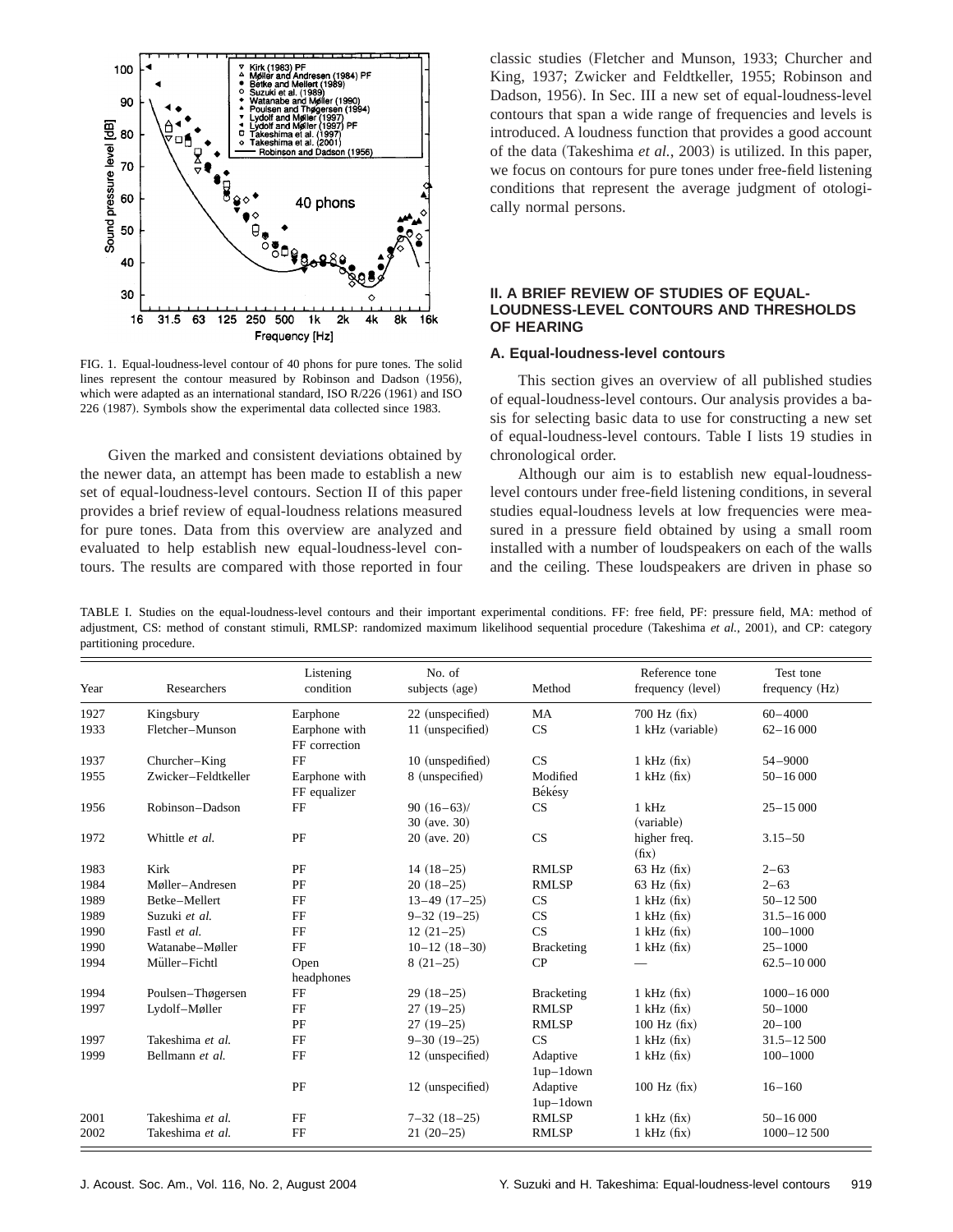FIG. 1. Equal-loudness-level contour of 40 phons for pure tones. The solid lines represent the contour measured by Robinson and Dadson (1956), which were adapted as an international standard, ISO R/226 (1961) and ISO 226 (1987). Symbols show the experimental data collected since 1983.

Given the marked and consistent deviations obtained by the newer data, an attempt has been made to establish a new set of equal-loudness-level contours. Section II of this paper provides a brief review of equal-loudness relations measured for pure tones. Data from this overview are analyzed and evaluated to help establish new equal-loudness-level contours. The results are compared with those reported in four classic studies (Fletcher and Munson, 1933; Churcher and King, 1937; Zwicker and Feldtkeller, 1955; Robinson and Dadson, 1956). In Sec. III a new set of equal-loudness-level contours that span a wide range of frequencies and levels is introduced. A loudness function that provides a good account of the data (Takeshima *et al.*, 2003) is utilized. In this paper, we focus on contours for pure tones under free-field listening conditions that represent the average judgment of otologically normal persons.

## II. A BRIEF REVIEW OF STUDIES OF EQUAL-LOUDNESS-LEVEL CONTOURS AND THRESHOLDS OF HEARING

### A. Equal-loudness-level contours

This section gives an overview of all published studies of equal-loudness-level contours. Our analysis provides a basis for selecting basic data to use for constructing a new set of equal-loudness-level contours. Table I lists 19 studies in chronological order.

Although our aim is to establish new equal-loudness-level contours under free-field listening conditions, in several studies equal-loudness levels at low frequencies were measured in a pressure field obtained by using a small room installed with a number of loudspeakers on each of the walls and the ceiling. These loudspeakers are driven in phase so

TABLE I. Studies on the equal-loudness-level contours and their important experimental conditions. FF: free field, PF: pressure field, MA: method of adjustment, CS: method of constant stimuli, RMLSP: randomized maximum likelihood sequential procedure (Takeshima *et al.*, 2001), and CP: category partitioning procedure.

| Year | Researchers | Listening condition | No. of subjects (age) | Method | Reference tone frequency (level) | Test tone frequency (Hz) |
|---|---|---|---|---|---|---|
| 1927 | Kingsbury | Earphone | 22 (unspecified) | MA | 700 Hz (fix) | 60–4000 |
| 1933 | Fletcher–Munson | Earphone with FF correction | 11 (unspecified) | CS | 1 kHz (variable) | 62–16 000 |
| 1937 | Churcher–King | FF | 10 (unspedified) | CS | 1 kHz (fix) | 54–9000 |
| 1955 | Zwicker–Feldtkeller | Earphone with FF equalizer | 8 (unspecified) | Modified Békésy | 1 kHz (fix) | 50–16 000 |
| 1956 | Robinson–Dadson | FF | 90 (16–63)/ 30 (ave. 30) | CS | 1 kHz (variable) | 25–15 000 |
| 1972 | Whittle *et al.* | PF | 20 (ave. 20) | CS | higher freq. (fix) | 3.15–50 |
| 1983 | Kirk | PF | 14 (18–25) | RMLSP | 63 Hz (fix) | 2–63 |
| 1984 | Møller–Andresen | PF | 20 (18–25) | RMLSP | 63 Hz (fix) | 2–63 |
| 1989 | Betke–Mellert | FF | 13–49 (17–25) | CS | 1 kHz (fix) | 50–12 500 |
| 1989 | Suzuki *et al.* | FF | 9–32 (19–25) | CS | 1 kHz (fix) | 31.5–16 000 |
| 1990 | Fastl *et al.* | FF | 12 (21–25) | CS | 1 kHz (fix) | 100–1000 |
| 1990 | Watanabe–Møller | FF | 10–12 (18–30) | Bracketing | 1 kHz (fix) | 25–1000 |
| 1994 | Müller–Fichtl | Open headphones | 8 (21–25) | CP | — | 62.5–10 000 |
| 1994 | Poulsen–Thøgersen | FF | 29 (18–25) | Bracketing | 1 kHz (fix) | 1000–16 000 |
| 1997 | Lydolf–Møller | FF | 27 (19–25) | RMLSP | 1 kHz (fix) | 50–1000 |
| | | PF | 27 (19–25) | RMLSP | 100 Hz (fix) | 20–100 |
| 1997 | Takeshima *et al.* | FF | 9–30 (19–25) | CS | 1 kHz (fix) | 31.5–12 500 |
| 1999 | Bellmann *et al.* | FF | 12 (unspecified) | Adaptive 1up–1down | 1 kHz (fix) | 100–1000 |
| | | PF | 12 (unspecified) | Adaptive 1up–1down | 100 Hz (fix) | 16–160 |
| 2001 | Takeshima *et al.* | FF | 7–32 (18–25) | RMLSP | 1 kHz (fix) | 50–16 000 |
| 2002 | Takeshima *et al.* | FF | 21 (20–25) | RMLSP | 1 kHz (fix) | 1000–12 500 |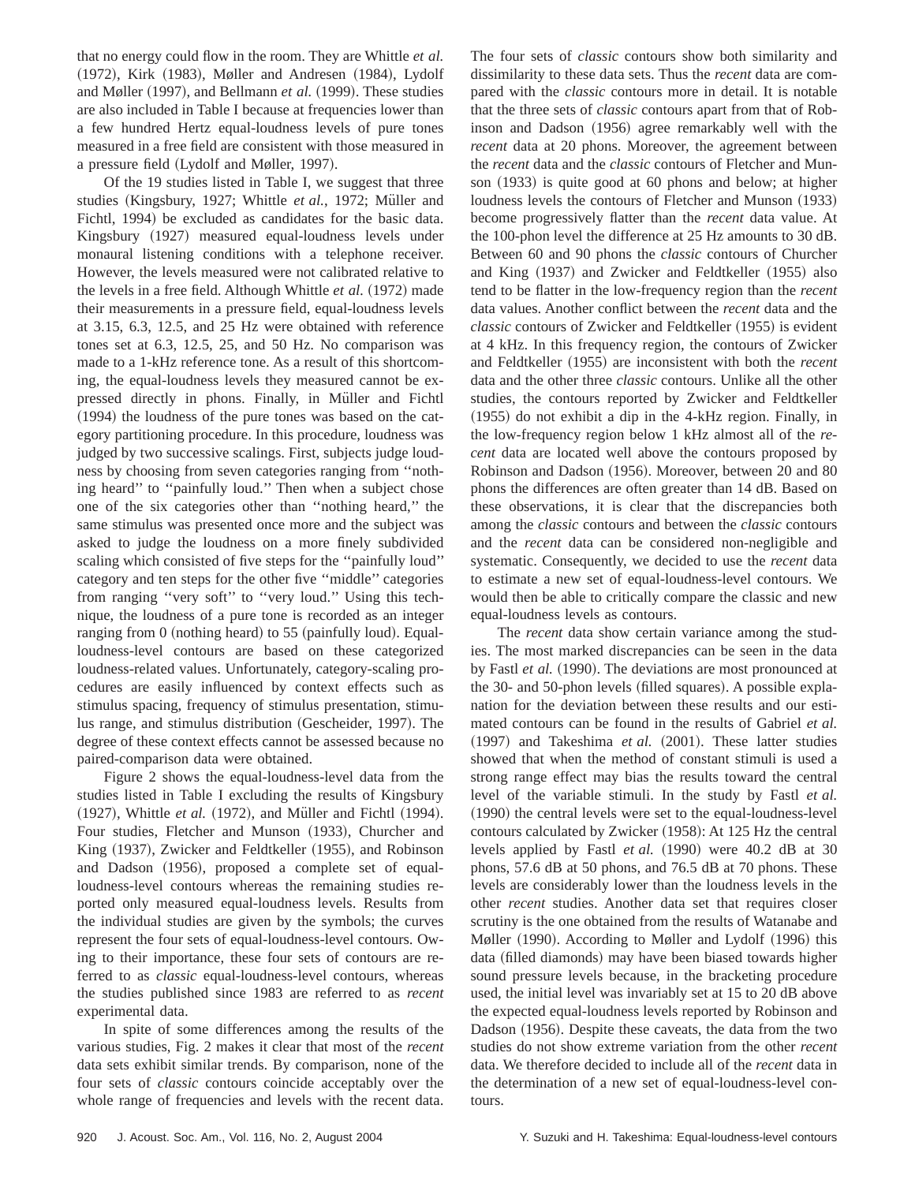that no energy could flow in the room. They are Whittle *et al.* (1972), Kirk (1983), Møller and Andresen (1984), Lydolf and Møller (1997), and Bellmann *et al.* (1999). These studies are also included in Table I because at frequencies lower than a few hundred Hertz equal-loudness levels of pure tones measured in a free field are consistent with those measured in a pressure field (Lydolf and Møller, 1997).

Of the 19 studies listed in Table I, we suggest that three studies (Kingsbury, 1927; Whittle *et al.*, 1972; Müller and Fichtl, 1994) be excluded as candidates for the basic data. Kingsbury (1927) measured equal-loudness levels under monaural listening conditions with a telephone receiver. However, the levels measured were not calibrated relative to the levels in a free field. Although Whittle *et al.* (1972) made their measurements in a pressure field, equal-loudness levels at 3.15, 6.3, 12.5, and 25 Hz were obtained with reference tones set at 6.3, 12.5, 25, and 50 Hz. No comparison was made to a 1-kHz reference tone. As a result of this shortcoming, the equal-loudness levels they measured cannot be expressed directly in phons. Finally, in Müller and Fichtl (1994) the loudness of the pure tones was based on the category partitioning procedure. In this procedure, loudness was judged by two successive scalings. First, subjects judge loudness by choosing from seven categories ranging from ''nothing heard'' to ''painfully loud.'' Then when a subject chose one of the six categories other than ''nothing heard,'' the same stimulus was presented once more and the subject was asked to judge the loudness on a more finely subdivided scaling which consisted of five steps for the ''painfully loud'' category and ten steps for the other five ''middle'' categories from ranging ''very soft'' to ''very loud.'' Using this technique, the loudness of a pure tone is recorded as an integer ranging from 0 (nothing heard) to 55 (painfully loud). Equal-loudness-level contours are based on these categorized loudness-related values. Unfortunately, category-scaling procedures are easily influenced by context effects such as stimulus spacing, frequency of stimulus presentation, stimulus range, and stimulus distribution (Gescheider, 1997). The degree of these context effects cannot be assessed because no paired-comparison data were obtained.

Figure 2 shows the equal-loudness-level data from the studies listed in Table I excluding the results of Kingsbury (1927), Whittle *et al.* (1972), and Müller and Fichtl (1994). Four studies, Fletcher and Munson (1933), Churcher and King (1937), Zwicker and Feldtkeller (1955), and Robinson and Dadson (1956), proposed a complete set of equal-loudness-level contours whereas the remaining studies reported only measured equal-loudness levels. Results from the individual studies are given by the symbols; the curves represent the four sets of equal-loudness-level contours. Owing to their importance, these four sets of contours are referred to as *classic* equal-loudness-level contours, whereas the studies published since 1983 are referred to as *recent* experimental data.

In spite of some differences among the results of the various studies, Fig. 2 makes it clear that most of the *recent* data sets exhibit similar trends. By comparison, none of the four sets of *classic* contours coincide acceptably over the whole range of frequencies and levels with the recent data. The four sets of *classic* contours show both similarity and dissimilarity to these data sets. Thus the *recent* data are compared with the *classic* contours more in detail. It is notable that the three sets of *classic* contours apart from that of Robinson and Dadson (1956) agree remarkably well with the *recent* data at 20 phons. Moreover, the agreement between the *recent* data and the *classic* contours of Fletcher and Munson (1933) is quite good at 60 phons and below; at higher loudness levels the contours of Fletcher and Munson (1933) become progressively flatter than the *recent* data value. At the 100-phon level the difference at 25 Hz amounts to 30 dB. Between 60 and 90 phons the *classic* contours of Churcher and King (1937) and Zwicker and Feldtkeller (1955) also tend to be flatter in the low-frequency region than the *recent* data values. Another conflict between the *recent* data and the *classic* contours of Zwicker and Feldtkeller (1955) is evident at 4 kHz. In this frequency region, the contours of Zwicker and Feldtkeller (1955) are inconsistent with both the *recent* data and the other three *classic* contours. Unlike all the other studies, the contours reported by Zwicker and Feldtkeller (1955) do not exhibit a dip in the 4-kHz region. Finally, in the low-frequency region below 1 kHz almost all of the *recent* data are located well above the contours proposed by Robinson and Dadson (1956). Moreover, between 20 and 80 phons the differences are often greater than 14 dB. Based on these observations, it is clear that the discrepancies both among the *classic* contours and between the *classic* contours and the *recent* data can be considered non-negligible and systematic. Consequently, we decided to use the *recent* data to estimate a new set of equal-loudness-level contours. We would then be able to critically compare the classic and new equal-loudness levels as contours.

The *recent* data show certain variance among the studies. The most marked discrepancies can be seen in the data by Fastl *et al.* (1990). The deviations are most pronounced at the 30- and 50-phon levels (filled squares). A possible explanation for the deviation between these results and our estimated contours can be found in the results of Gabriel *et al.* (1997) and Takeshima *et al.* (2001). These latter studies showed that when the method of constant stimuli is used a strong range effect may bias the results toward the central level of the variable stimuli. In the study by Fastl *et al.* (1990) the central levels were set to the equal-loudness-level contours calculated by Zwicker (1958): At 125 Hz the central levels applied by Fastl *et al.* (1990) were 40.2 dB at 30 phons, 57.6 dB at 50 phons, and 76.5 dB at 70 phons. These levels are considerably lower than the loudness levels in the other *recent* studies. Another data set that requires closer scrutiny is the one obtained from the results of Watanabe and Møller (1990). According to Møller and Lydolf (1996) this data (filled diamonds) may have been biased towards higher sound pressure levels because, in the bracketing procedure used, the initial level was invariably set at 15 to 20 dB above the expected equal-loudness levels reported by Robinson and Dadson (1956). Despite these caveats, the data from the two studies do not show extreme variation from the other *recent* data. We therefore decided to include all of the *recent* data in the determination of a new set of equal-loudness-level contours.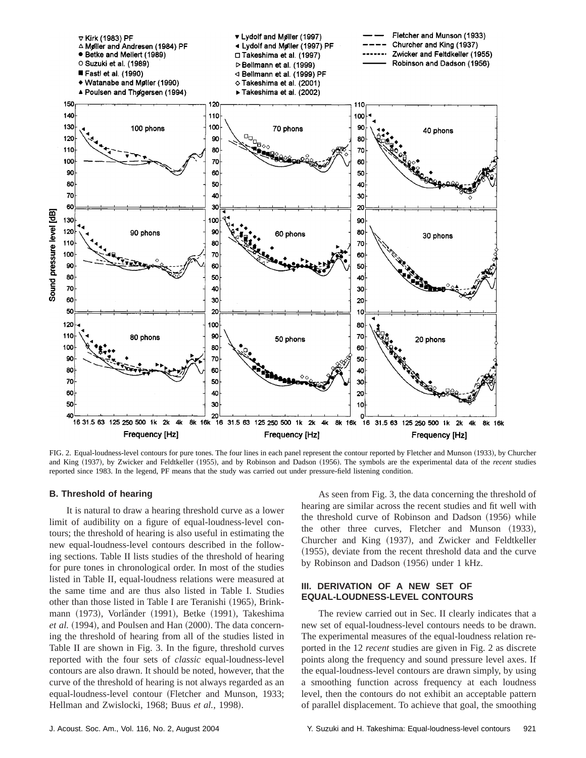FIG. 2. Equal-loudness-level contours for pure tones. The four lines in each panel represent the contour reported by Fletcher and Munson (1933), by Churcher and King (1937), by Zwicker and Feldtkeller (1955), and by Robinson and Dadson (1956). The symbols are the experimental data of the *recent* studies reported since 1983. In the legend, PF means that the study was carried out under pressure-field listening condition.

## B. Threshold of hearing

It is natural to draw a hearing threshold curve as a lower limit of audibility on a figure of equal-loudness-level contours; the threshold of hearing is also useful in estimating the new equal-loudness-level contours described in the following sections. Table II lists studies of the threshold of hearing for pure tones in chronological order. In most of the studies listed in Table II, equal-loudness relations were measured at the same time and are thus also listed in Table I. Studies other than those listed in Table I are Teranishi (1965), Brinkmann (1973), Vorländer (1991), Betke (1991), Takeshima *et al.* (1994), and Poulsen and Han (2000). The data concerning the threshold of hearing from all of the studies listed in Table II are shown in Fig. 3. In the figure, threshold curves reported with the four sets of *classic* equal-loudness-level contours are also drawn. It should be noted, however, that the curve of the threshold of hearing is not always regarded as an equal-loudness-level contour (Fletcher and Munson, 1933; Hellman and Zwislocki, 1968; Buus *et al.*, 1998).

As seen from Fig. 3, the data concerning the threshold of hearing are similar across the recent studies and fit well with the threshold curve of Robinson and Dadson (1956) while the other three curves, Fletcher and Munson (1933), Churcher and King (1937), and Zwicker and Feldtkeller (1955), deviate from the recent threshold data and the curve by Robinson and Dadson (1956) under 1 kHz.

## III. DERIVATION OF A NEW SET OF EQUAL-LOUDNESS-LEVEL CONTOURS

The review carried out in Sec. II clearly indicates that a new set of equal-loudness-level contours needs to be drawn. The experimental measures of the equal-loudness relation reported in the 12 *recent* studies are given in Fig. 2 as discrete points along the frequency and sound pressure level axes. If the equal-loudness-level contours are drawn simply, by using a smoothing function across frequency at each loudness level, then the contours do not exhibit an acceptable pattern of parallel displacement. To achieve that goal, the smoothing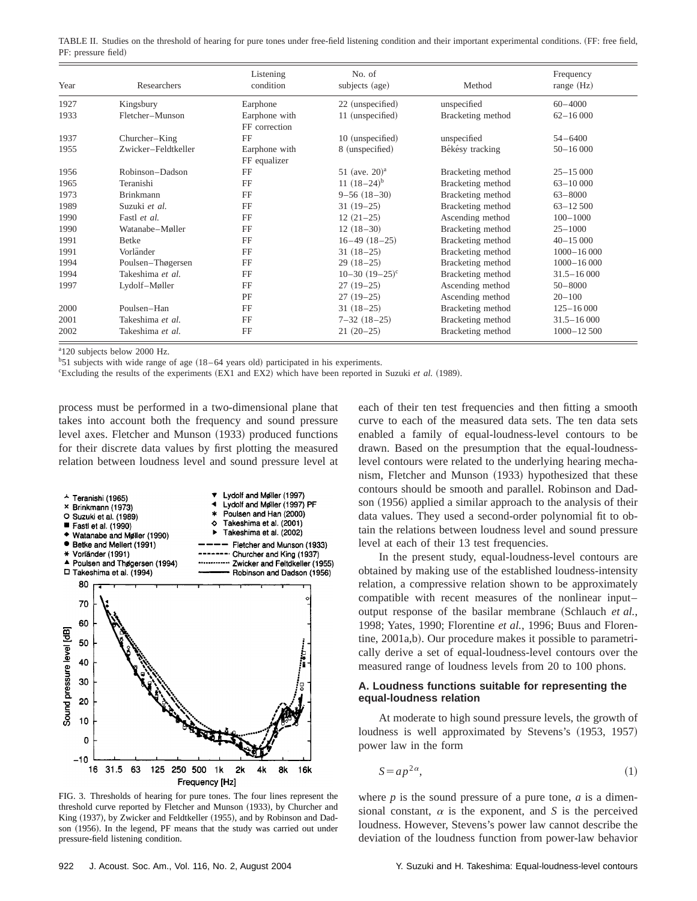TABLE II. Studies on the threshold of hearing for pure tones under free-field listening condition and their important experimental conditions. (FF: free field, PF: pressure field)

| Year | Researchers | Listening condition | No. of subjects (age) | Method | Frequency range (Hz) |
|---|---|---|---|---|---|
| 1927 | Kingsbury | Earphone | 22 (unspecified) | unspecified | 60–4000 |
| 1933 | Fletcher–Munson | Earphone with FF correction | 11 (unspecified) | Bracketing method | 62–16 000 |
| 1937 | Churcher–King | FF | 10 (unspecified) | unspecified | 54–6400 |
| 1955 | Zwicker–Feldtkeller | Earphone with FF equalizer | 8 (unspecified) | Békésy tracking | 50–16 000 |
| 1956 | Robinson–Dadson | FF | 51 (ave. 20)[a] | Bracketing method | 25–15 000 |
| 1965 | Teranishi | FF | 11 (18–24)[b] | Bracketing method | 63–10 000 |
| 1973 | Brinkmann | FF | 9–56 (18–30) | Bracketing method | 63–8000 |
| 1989 | Suzuki *et al.* | FF | 31 (19–25) | Bracketing method | 63–12 500 |
| 1990 | Fastl *et al.* | FF | 12 (21–25) | Ascending method | 100–1000 |
| 1990 | Watanabe–Møller | FF | 12 (18–30) | Bracketing method | 25–1000 |
| 1991 | Betke | FF | 16–49 (18–25) | Bracketing method | 40–15 000 |
| 1991 | Vorländer | FF | 31 (18–25) | Bracketing method | 1000–16 000 |
| 1994 | Poulsen–Thøgersen | FF | 29 (18–25) | Bracketing method | 1000–16 000 |
| 1994 | Takeshima *et al.* | FF | 10–30 (19–25)[c] | Bracketing method | 31.5–16 000 |
| 1997 | Lydolf–Møller | FF | 27 (19–25) | Ascending method | 50–8000 |
| | | PF | 27 (19–25) | Ascending method | 20–100 |
| 2000 | Poulsen–Han | FF | 31 (18–25) | Bracketing method | 125–16 000 |
| 2001 | Takeshima *et al.* | FF | 7–32 (18–25) | Bracketing method | 31.5–16 000 |
| 2002 | Takeshima *et al.* | FF | 21 (20–25) | Bracketing method | 1000–12 500 |

[a]120 subjects below 2000 Hz.
[b]51 subjects with wide range of age (18–64 years old) participated in his experiments.
[c]Excluding the results of the experiments (EX1 and EX2) which have been reported in Suzuki *et al.* (1989).

process must be performed in a two-dimensional plane that takes into account both the frequency and sound pressure level axes. Fletcher and Munson (1933) produced functions for their discrete data values by first plotting the measured relation between loudness level and sound pressure level at each of their ten test frequencies and then fitting a smooth curve to each of the measured data sets. The ten data sets enabled a family of equal-loudness-level contours to be drawn. Based on the presumption that the equal-loudness-level contours were related to the underlying hearing mechanism, Fletcher and Munson (1933) hypothesized that these contours should be smooth and parallel. Robinson and Dadson (1956) applied a similar approach to the analysis of their data values. They used a second-order polynomial fit to obtain the relations between loudness level and sound pressure level at each of their 13 test frequencies.

FIG. 3. Thresholds of hearing for pure tones. The four lines represent the threshold curve reported by Fletcher and Munson (1933), by Churcher and King (1937), by Zwicker and Feldtkeller (1955), and by Robinson and Dadson (1956). In the legend, PF means that the study was carried out under pressure-field listening condition.

In the present study, equal-loudness-level contours are obtained by making use of the established loudness-intensity relation, a compressive relation shown to be approximately compatible with recent measures of the nonlinear input–output response of the basilar membrane (Schlauch *et al.*, 1998; Yates, 1990; Florentine *et al.*, 1996; Buus and Florentine, 2001a,b). Our procedure makes it possible to parametrically derive a set of equal-loudness-level contours over the measured range of loudness levels from 20 to 100 phons.

### A. Loudness functions suitable for representing the equal-loudness relation

At moderate to high sound pressure levels, the growth of loudness is well approximated by Stevens's (1953, 1957) power law in the form

$$S = ap^{2\alpha}, \tag{1}$$

where $p$ is the sound pressure of a pure tone, $a$ is a dimensional constant, $\alpha$ is the exponent, and $S$ is the perceived loudness. However, Stevens's power law cannot describe the deviation of the loudness function from power-law behavior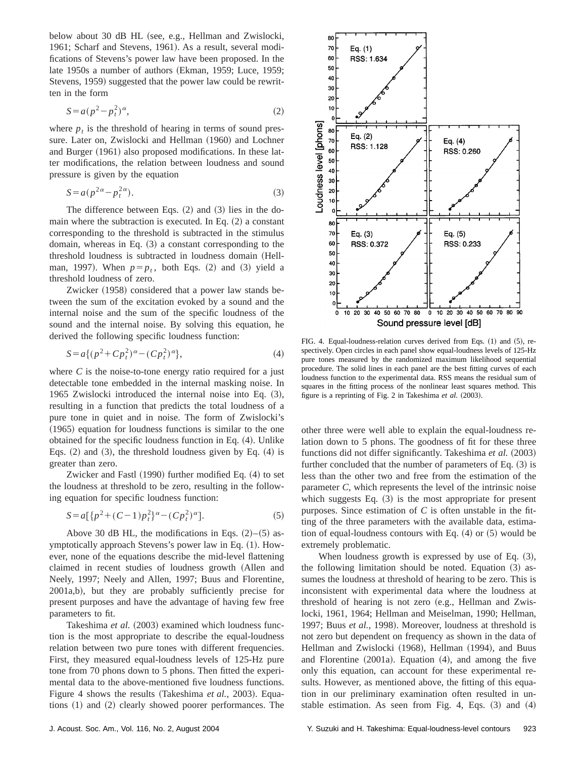below about 30 dB HL (see, e.g., Hellman and Zwislocki, 1961; Scharf and Stevens, 1961). As a result, several modifications of Stevens's power law have been proposed. In the late 1950s a number of authors (Ekman, 1959; Luce, 1959; Stevens, 1959) suggested that the power law could be rewritten in the form

$$S = a(p^2 - p_t^2)^{\alpha}, \tag{2}$$

where $p_t$ is the threshold of hearing in terms of sound pressure. Later on, Zwislocki and Hellman (1960) and Lochner and Burger (1961) also proposed modifications. In these latter modifications, the relation between loudness and sound pressure is given by the equation

$$S = a(p^{2\alpha} - p_t^{2\alpha}). \tag{3}$$

The difference between Eqs. (2) and (3) lies in the domain where the subtraction is executed. In Eq. (2) a constant corresponding to the threshold is subtracted in the stimulus domain, whereas in Eq. (3) a constant corresponding to the threshold loudness is subtracted in loudness domain (Hellman, 1997). When $p = p_t$, both Eqs. (2) and (3) yield a threshold loudness of zero.

Zwicker (1958) considered that a power law stands between the sum of the excitation evoked by a sound and the internal noise and the sum of the specific loudness of the sound and the internal noise. By solving this equation, he derived the following specific loudness function:

$$S = a\{(p^2 + Cp_t^2)^{\alpha} - (Cp_t^2)^{\alpha}\}, \tag{4}$$

where $C$ is the noise-to-tone energy ratio required for a just detectable tone embedded in the internal masking noise. In 1965 Zwislocki introduced the internal noise into Eq. (3), resulting in a function that predicts the total loudness of a pure tone in quiet and in noise. The form of Zwislocki's (1965) equation for loudness functions is similar to the one obtained for the specific loudness function in Eq. (4). Unlike Eqs. (2) and (3), the threshold loudness given by Eq. (4) is greater than zero.

Zwicker and Fastl (1990) further modified Eq. (4) to set the loudness at threshold to be zero, resulting in the following equation for specific loudness function:

$$S = a[\{p^2 + (C-1)p_t^2\}^{\alpha} - (Cp_t^2)^{\alpha}]. \tag{5}$$

Above 30 dB HL, the modifications in Eqs. (2)–(5) asymptotically approach Stevens's power law in Eq. (1). However, none of the equations describe the mid-level flattening claimed in recent studies of loudness growth (Allen and Neely, 1997; Neely and Allen, 1997; Buus and Florentine, 2001a,b), but they are probably sufficiently precise for present purposes and have the advantage of having few free parameters to fit.

Takeshima *et al.* (2003) examined which loudness function is the most appropriate to describe the equal-loudness relation between two pure tones with different frequencies. First, they measured equal-loudness levels of 125-Hz pure tone from 70 phons down to 5 phons. Then fitted the experimental data to the above-mentioned five loudness functions. Figure 4 shows the results (Takeshima *et al.*, 2003). Equations (1) and (2) clearly showed poorer performances. The other three were well able to explain the equal-loudness relation down to 5 phons. The goodness of fit for these three functions did not differ significantly. Takeshima *et al.* (2003) further concluded that the number of parameters of Eq. (3) is less than the other two and free from the estimation of the parameter $C$, which represents the level of the intrinsic noise which suggests Eq. (3) is the most appropriate for present purposes. Since estimation of $C$ is often unstable in the fitting of the three parameters with the available data, estimation of equal-loudness contours with Eq. (4) or (5) would be extremely problematic.

FIG. 4. Equal-loudness-relation curves derived from Eqs. (1) and (5), respectively. Open circles in each panel show equal-loudness levels of 125-Hz pure tones measured by the randomized maximum likelihood sequential procedure. The solid lines in each panel are the best fitting curves of each loudness function to the experimental data. RSS means the residual sum of squares in the fitting process of the nonlinear least squares method. This figure is a reprinting of Fig. 2 in Takeshima *et al.* (2003).

When loudness growth is expressed by use of Eq. (3), the following limitation should be noted. Equation (3) assumes the loudness at threshold of hearing to be zero. This is inconsistent with experimental data where the loudness at threshold of hearing is not zero (e.g., Hellman and Zwislocki, 1961, 1964; Hellman and Meiselman, 1990; Hellman, 1997; Buus *et al.*, 1998). Moreover, loudness at threshold is not zero but dependent on frequency as shown in the data of Hellman and Zwislocki (1968), Hellman (1994), and Buus and Florentine (2001a). Equation (4), and among the five only this equation, can account for these experimental results. However, as mentioned above, the fitting of this equation in our preliminary examination often resulted in unstable estimation. As seen from Fig. 4, Eqs. (3) and (4)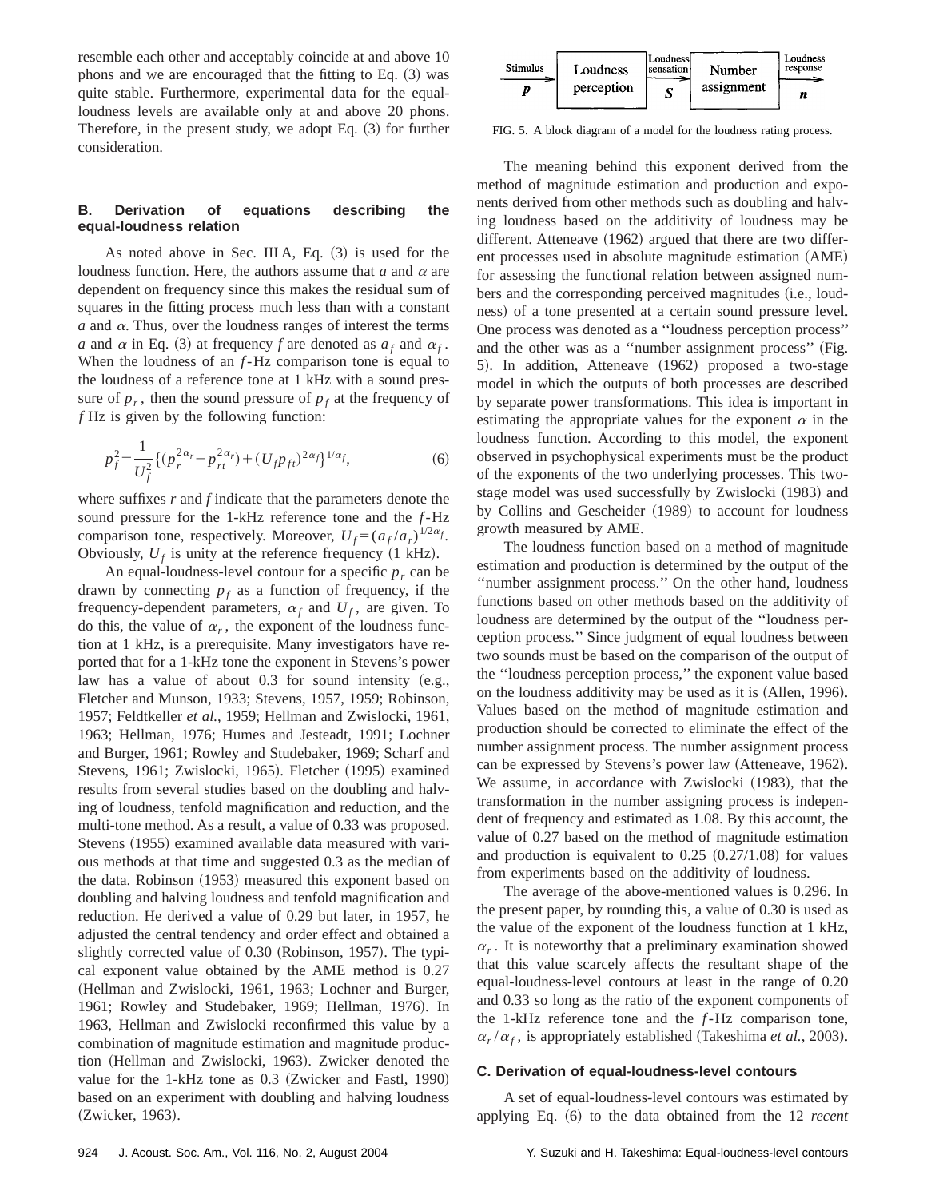resemble each other and acceptably coincide at and above 10 phons and we are encouraged that the fitting to Eq. (3) was quite stable. Furthermore, experimental data for the equal-loudness levels are available only at and above 20 phons. Therefore, in the present study, we adopt Eq. (3) for further consideration.

### B. Derivation of equations describing the equal-loudness relation

As noted above in Sec. III A, Eq. (3) is used for the loudness function. Here, the authors assume that $a$ and $\alpha$ are dependent on frequency since this makes the residual sum of squares in the fitting process much less than with a constant $a$ and $\alpha$. Thus, over the loudness ranges of interest the terms $a$ and $\alpha$ in Eq. (3) at frequency $f$ are denoted as $a_f$ and $\alpha_f$. When the loudness of an $f$-Hz comparison tone is equal to the loudness of a reference tone at 1 kHz with a sound pressure of $p_r$, then the sound pressure of $p_f$ at the frequency of $f$ Hz is given by the following function:

$$p_f^2 = \frac{1}{U_f^2}\{(p_r^{2\alpha_r} - p_{rt}^{2\alpha_r}) + (U_f p_{ft})^{2\alpha_f}\}^{1/\alpha_f}, \tag{6}$$

where suffixes $r$ and $f$ indicate that the parameters denote the sound pressure for the 1-kHz reference tone and the $f$-Hz comparison tone, respectively. Moreover, $U_f = (a_f/a_r)^{1/2\alpha_f}$. Obviously, $U_f$ is unity at the reference frequency (1 kHz).

An equal-loudness-level contour for a specific $p_r$ can be drawn by connecting $p_f$ as a function of frequency, if the frequency-dependent parameters, $\alpha_f$ and $U_f$, are given. To do this, the value of $\alpha_r$, the exponent of the loudness function at 1 kHz, is a prerequisite. Many investigators have reported that for a 1-kHz tone the exponent in Stevens's power law has a value of about 0.3 for sound intensity (e.g., Fletcher and Munson, 1933; Stevens, 1957, 1959; Robinson, 1957; Feldtkeller *et al.*, 1959; Hellman and Zwislocki, 1961, 1963; Hellman, 1976; Humes and Jesteadt, 1991; Lochner and Burger, 1961; Rowley and Studebaker, 1969; Scharf and Stevens, 1961; Zwislocki, 1965). Fletcher (1995) examined results from several studies based on the doubling and halving of loudness, tenfold magnification and reduction, and the multi-tone method. As a result, a value of 0.33 was proposed. Stevens (1955) examined available data measured with various methods at that time and suggested 0.3 as the median of the data. Robinson (1953) measured this exponent based on doubling and halving loudness and tenfold magnification and reduction. He derived a value of 0.29 but later, in 1957, he adjusted the central tendency and order effect and obtained a slightly corrected value of 0.30 (Robinson, 1957). The typical exponent value obtained by the AME method is 0.27 (Hellman and Zwislocki, 1961, 1963; Lochner and Burger, 1961; Rowley and Studebaker, 1969; Hellman, 1976). In 1963, Hellman and Zwislocki reconfirmed this value by a combination of magnitude estimation and magnitude production (Hellman and Zwislocki, 1963). Zwicker denoted the value for the 1-kHz tone as 0.3 (Zwicker and Fastl, 1990) based on an experiment with doubling and halving loudness (Zwicker, 1963).

Stimulus $p$ → Loudness perception → Loudness sensation $S$ → Number assignment → Loudness response $n$

FIG. 5. A block diagram of a model for the loudness rating process.

The meaning behind this exponent derived from the method of magnitude estimation and production and exponents derived from other methods such as doubling and halving loudness based on the additivity of loudness may be different. Atteneave (1962) argued that there are two different processes used in absolute magnitude estimation (AME) for assessing the functional relation between assigned numbers and the corresponding perceived magnitudes (i.e., loudness) of a tone presented at a certain sound pressure level. One process was denoted as a "loudness perception process" and the other was as a "number assignment process" (Fig. 5). In addition, Atteneave (1962) proposed a two-stage model in which the outputs of both processes are described by separate power transformations. This idea is important in estimating the appropriate values for the exponent $\alpha$ in the loudness function. According to this model, the exponent observed in psychophysical experiments must be the product of the exponents of the two underlying processes. This two-stage model was used successfully by Zwislocki (1983) and by Collins and Gescheider (1989) to account for loudness growth measured by AME.

The loudness function based on a method of magnitude estimation and production is determined by the output of the "number assignment process." On the other hand, loudness functions based on other methods based on the additivity of loudness are determined by the output of the "loudness perception process." Since judgment of equal loudness between two sounds must be based on the comparison of the output of the "loudness perception process," the exponent value based on the loudness additivity may be used as it is (Allen, 1996). Values based on the method of magnitude estimation and production should be corrected to eliminate the effect of the number assignment process. The number assignment process can be expressed by Stevens's power law (Atteneave, 1962). We assume, in accordance with Zwislocki (1983), that the transformation in the number assigning process is independent of frequency and estimated as 1.08. By this account, the value of 0.27 based on the method of magnitude estimation and production is equivalent to 0.25 (0.27/1.08) for values from experiments based on the additivity of loudness.

The average of the above-mentioned values is 0.296. In the present paper, by rounding this, a value of 0.30 is used as the value of the exponent of the loudness function at 1 kHz, $\alpha_r$. It is noteworthy that a preliminary examination showed that this value scarcely affects the resultant shape of the equal-loudness-level contours at least in the range of 0.20 and 0.33 so long as the ratio of the exponent components of the 1-kHz reference tone and the $f$-Hz comparison tone, $\alpha_r/\alpha_f$, is appropriately established (Takeshima *et al.*, 2003).

### C. Derivation of equal-loudness-level contours

A set of equal-loudness-level contours was estimated by applying Eq. (6) to the data obtained from the 12 *recent*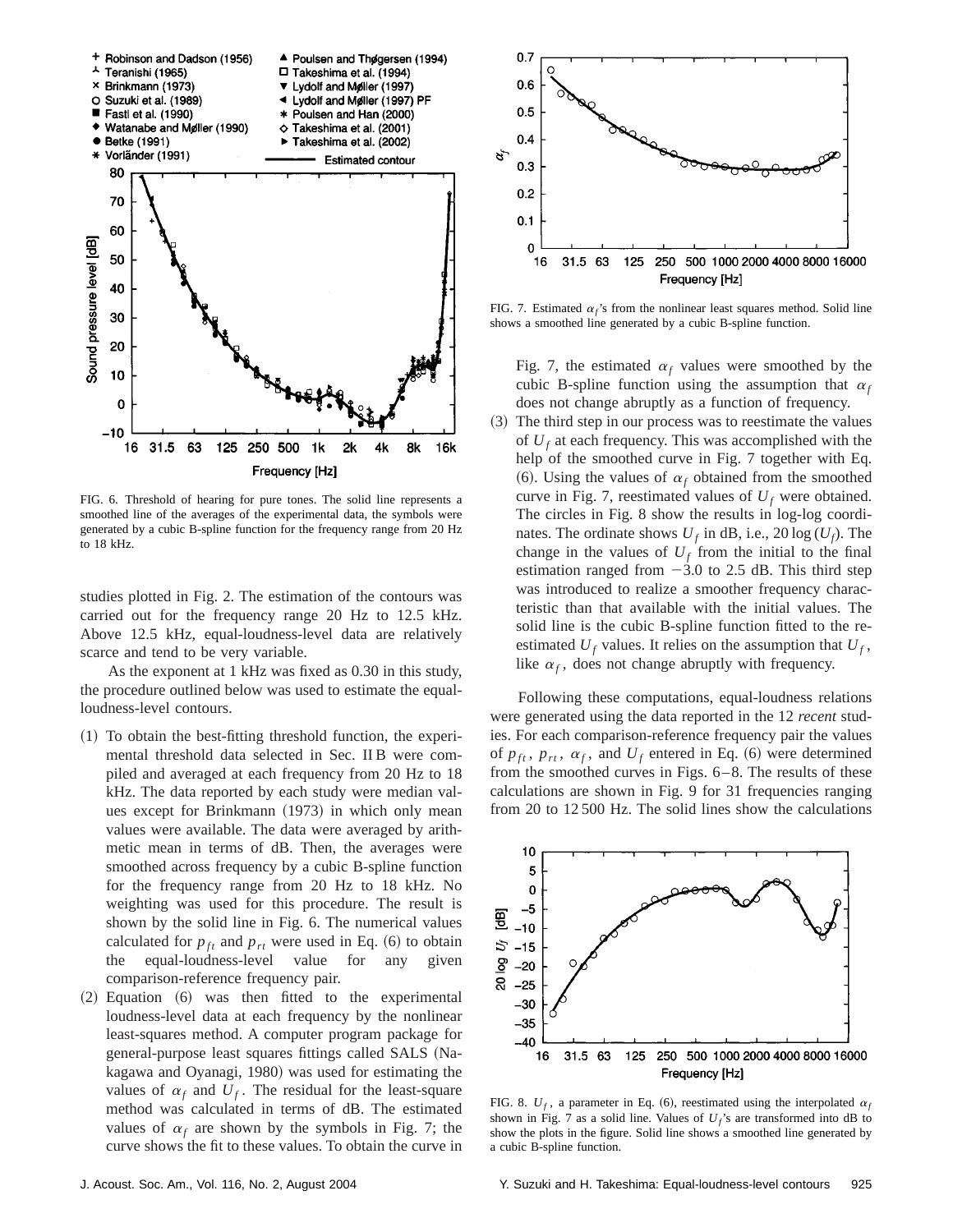FIG. 6. Threshold of hearing for pure tones. The solid line represents a smoothed line of the averages of the experimental data, the symbols were generated by a cubic B-spline function for the frequency range from 20 Hz to 18 kHz.

studies plotted in Fig. 2. The estimation of the contours was carried out for the frequency range 20 Hz to 12.5 kHz. Above 12.5 kHz, equal-loudness-level data are relatively scarce and tend to be very variable.

As the exponent at 1 kHz was fixed as 0.30 in this study, the procedure outlined below was used to estimate the equal-loudness-level contours.

(1) To obtain the best-fitting threshold function, the experimental threshold data selected in Sec. II B were compiled and averaged at each frequency from 20 Hz to 18 kHz. The data reported by each study were median values except for Brinkmann (1973) in which only mean values were available. The data were averaged by arithmetic mean in terms of dB. Then, the averages were smoothed across frequency by a cubic B-spline function for the frequency range from 20 Hz to 18 kHz. No weighting was used for this procedure. The result is shown by the solid line in Fig. 6. The numerical values calculated for $p_{ft}$ and $p_{rt}$ were used in Eq. (6) to obtain the equal-loudness-level value for any given comparison-reference frequency pair.

(2) Equation (6) was then fitted to the experimental loudness-level data at each frequency by the nonlinear least-squares method. A computer program package for general-purpose least squares fittings called SALS (Nakagawa and Oyanagi, 1980) was used for estimating the values of $\alpha_f$ and $U_f$. The residual for the least-square method was calculated in terms of dB. The estimated values of $\alpha_f$ are shown by the symbols in Fig. 7; the curve shows the fit to these values. To obtain the curve in

FIG. 7. Estimated $\alpha_f$'s from the nonlinear least squares method. Solid line shows a smoothed line generated by a cubic B-spline function.

Fig. 7, the estimated $\alpha_f$ values were smoothed by the cubic B-spline function using the assumption that $\alpha_f$ does not change abruptly as a function of frequency.

(3) The third step in our process was to reestimate the values of $U_f$ at each frequency. This was accomplished with the help of the smoothed curve in Fig. 7 together with Eq. (6). Using the values of $\alpha_f$ obtained from the smoothed curve in Fig. 7, reestimated values of $U_f$ were obtained. The circles in Fig. 8 show the results in log-log coordinates. The ordinate shows $U_f$ in dB, i.e., $20\log(U_f)$. The change in the values of $U_f$ from the initial to the final estimation ranged from $-3.0$ to 2.5 dB. This third step was introduced to realize a smoother frequency characteristic than that available with the initial values. The solid line is the cubic B-spline function fitted to the reestimated $U_f$ values. It relies on the assumption that $U_f$, like $\alpha_f$, does not change abruptly with frequency.

Following these computations, equal-loudness relations were generated using the data reported in the 12 *recent* studies. For each comparison-reference frequency pair the values of $p_{ft}$, $p_{rt}$, $\alpha_f$, and $U_f$ entered in Eq. (6) were determined from the smoothed curves in Figs. 6–8. The results of these calculations are shown in Fig. 9 for 31 frequencies ranging from 20 to 12 500 Hz. The solid lines show the calculations

FIG. 8. $U_f$, a parameter in Eq. (6), reestimated using the interpolated $\alpha_f$ shown in Fig. 7 as a solid line. Values of $U_f$'s are transformed into dB to show the plots in the figure. Solid line shows a smoothed line generated by a cubic B-spline function.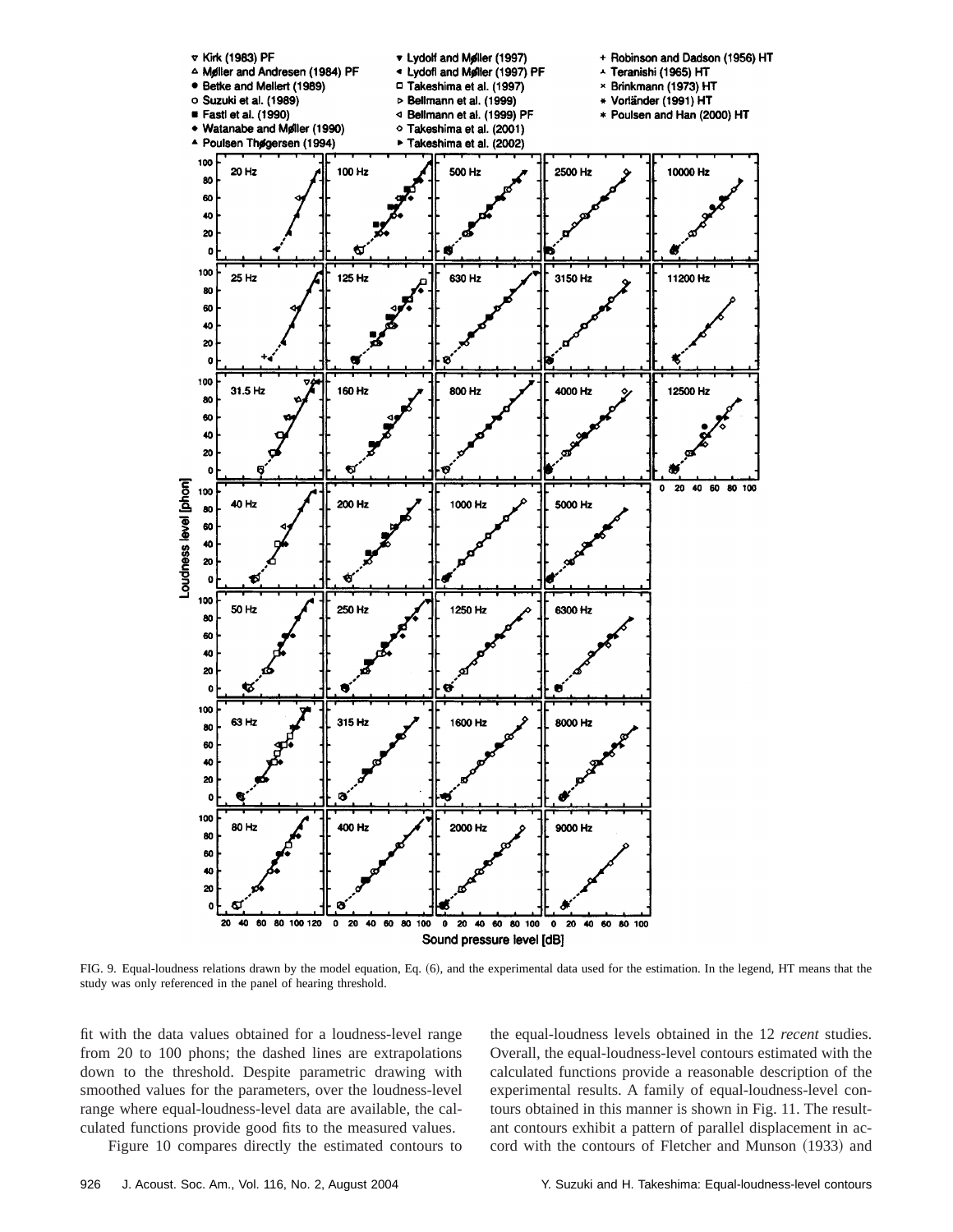FIG. 9. Equal-loudness relations drawn by the model equation, Eq. (6), and the experimental data used for the estimation. In the legend, HT means that the study was only referenced in the panel of hearing threshold.

fit with the data values obtained for a loudness-level range from 20 to 100 phons; the dashed lines are extrapolations down to the threshold. Despite parametric drawing with smoothed values for the parameters, over the loudness-level range where equal-loudness-level data are available, the calculated functions provide good fits to the measured values.

Figure 10 compares directly the estimated contours to the equal-loudness levels obtained in the 12 *recent* studies. Overall, the equal-loudness-level contours estimated with the calculated functions provide a reasonable description of the experimental results. A family of equal-loudness-level contours obtained in this manner is shown in Fig. 11. The resultant contours exhibit a pattern of parallel displacement in accord with the contours of Fletcher and Munson (1933) and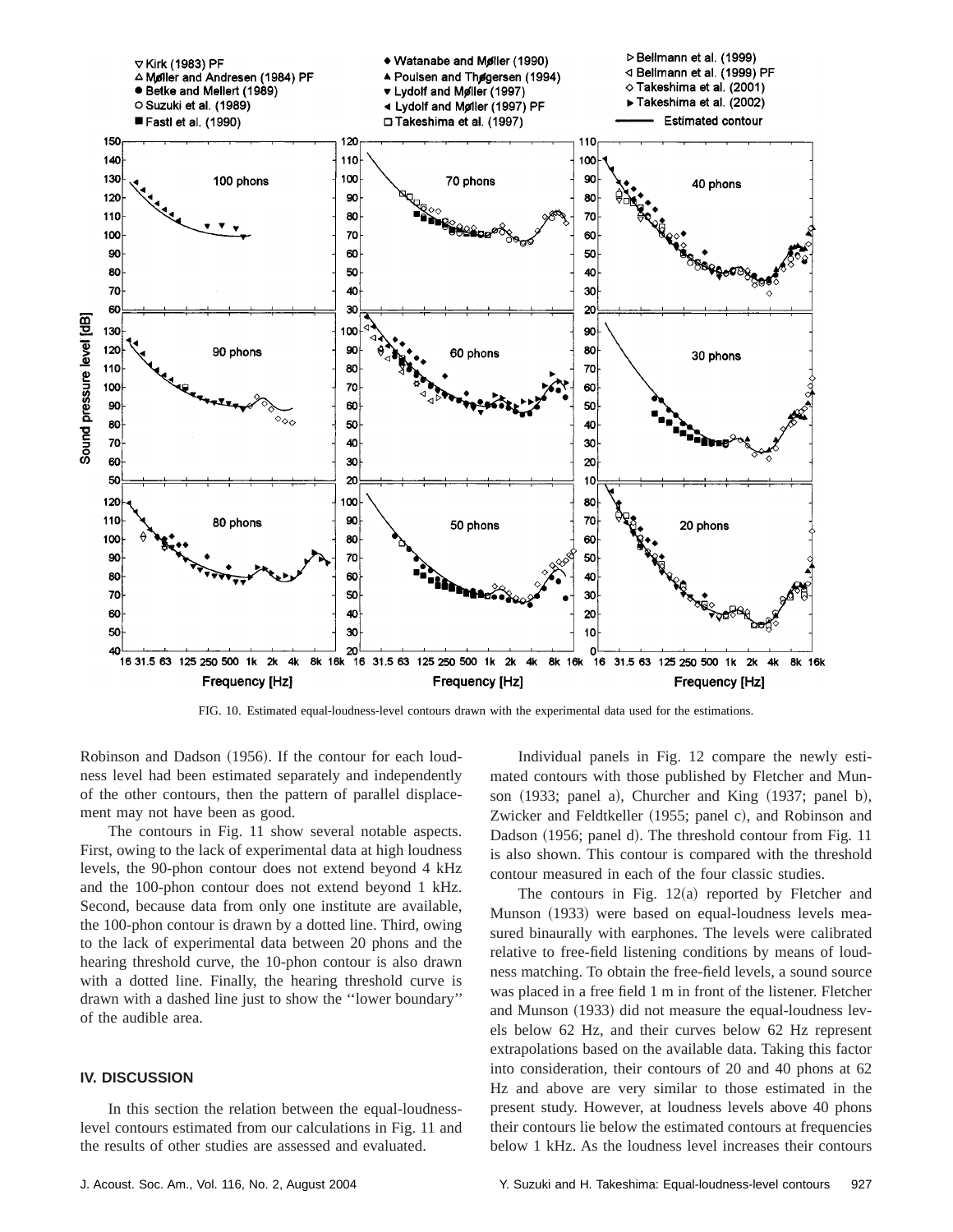FIG. 10. Estimated equal-loudness-level contours drawn with the experimental data used for the estimations.

Robinson and Dadson (1956). If the contour for each loudness level had been estimated separately and independently of the other contours, then the pattern of parallel displacement may not have been as good.

The contours in Fig. 11 show several notable aspects. First, owing to the lack of experimental data at high loudness levels, the 90-phon contour does not extend beyond 4 kHz and the 100-phon contour does not extend beyond 1 kHz. Second, because data from only one institute are available, the 100-phon contour is drawn by a dotted line. Third, owing to the lack of experimental data between 20 phons and the hearing threshold curve, the 10-phon contour is also drawn with a dotted line. Finally, the hearing threshold curve is drawn with a dashed line just to show the ''lower boundary'' of the audible area.

## IV. DISCUSSION

In this section the relation between the equal-loudness-level contours estimated from our calculations in Fig. 11 and the results of other studies are assessed and evaluated.

Individual panels in Fig. 12 compare the newly estimated contours with those published by Fletcher and Munson (1933; panel a), Churcher and King (1937; panel b), Zwicker and Feldtkeller (1955; panel c), and Robinson and Dadson (1956; panel d). The threshold contour from Fig. 11 is also shown. This contour is compared with the threshold contour measured in each of the four classic studies.

The contours in Fig. 12(a) reported by Fletcher and Munson (1933) were based on equal-loudness levels measured binaurally with earphones. The levels were calibrated relative to free-field listening conditions by means of loudness matching. To obtain the free-field levels, a sound source was placed in a free field 1 m in front of the listener. Fletcher and Munson (1933) did not measure the equal-loudness levels below 62 Hz, and their curves below 62 Hz represent extrapolations based on the available data. Taking this factor into consideration, their contours of 20 and 40 phons at 62 Hz and above are very similar to those estimated in the present study. However, at loudness levels above 40 phons their contours lie below the estimated contours at frequencies below 1 kHz. As the loudness level increases their contours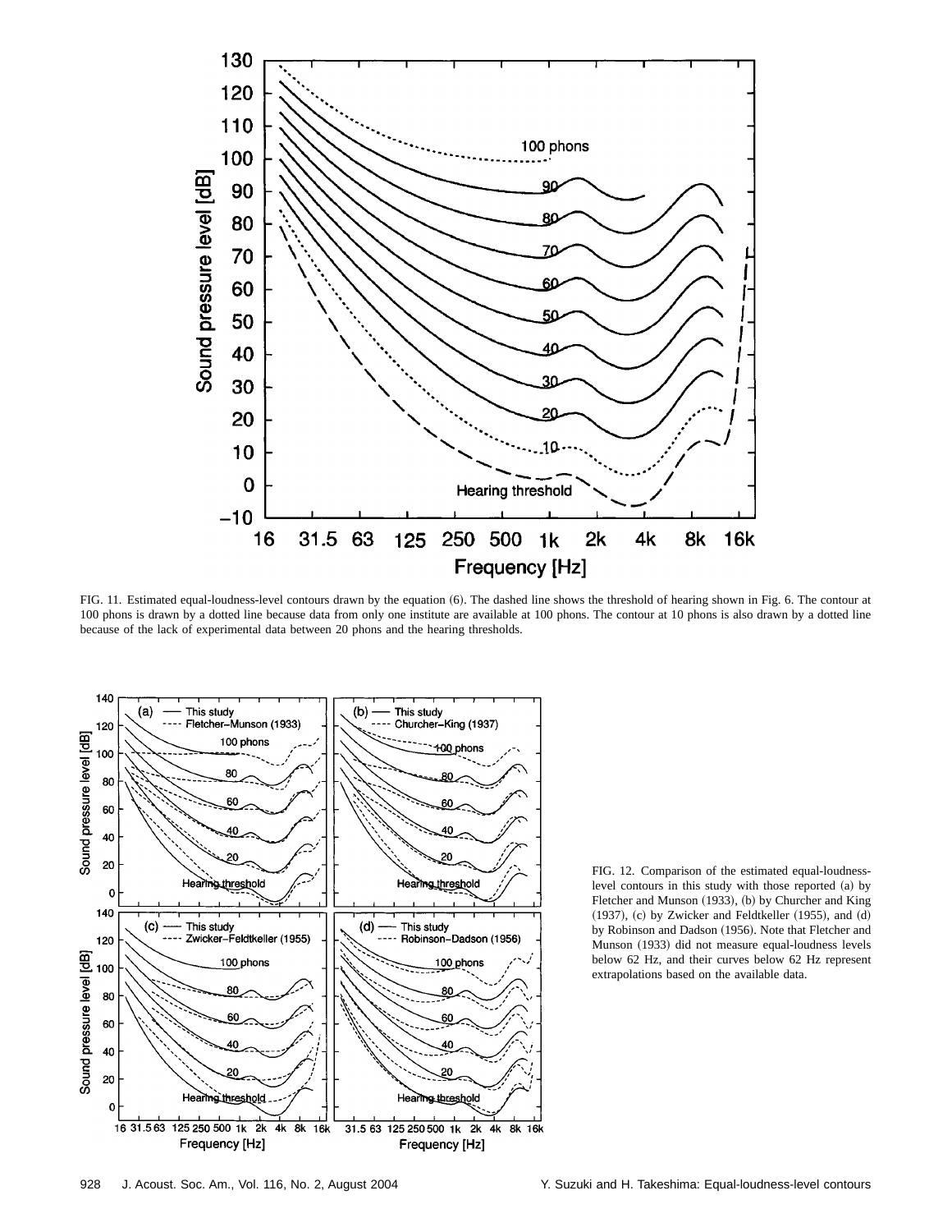FIG. 11. Estimated equal-loudness-level contours drawn by the equation (6). The dashed line shows the threshold of hearing shown in Fig. 6. The contour at 100 phons is drawn by a dotted line because data from only one institute are available at 100 phons. The contour at 10 phons is also drawn by a dotted line because of the lack of experimental data between 20 phons and the hearing thresholds.

FIG. 12. Comparison of the estimated equal-loudness-level contours in this study with those reported (a) by Fletcher and Munson (1933), (b) by Churcher and King (1937), (c) by Zwicker and Feldtkeller (1955), and (d) by Robinson and Dadson (1956). Note that Fletcher and Munson (1933) did not measure equal-loudness levels below 62 Hz, and their curves below 62 Hz represent extrapolations based on the available data.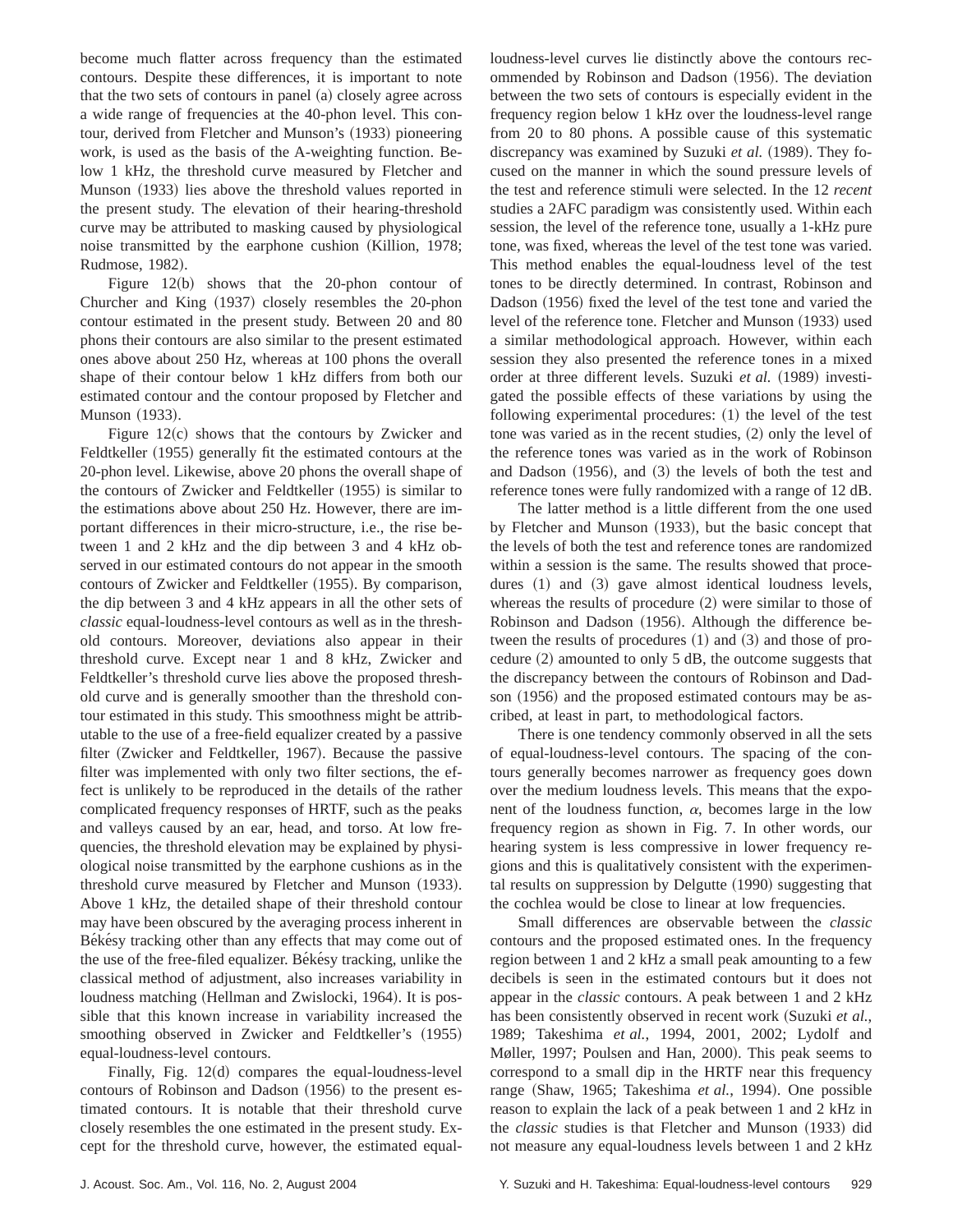become much flatter across frequency than the estimated contours. Despite these differences, it is important to note that the two sets of contours in panel (a) closely agree across a wide range of frequencies at the 40-phon level. This contour, derived from Fletcher and Munson's (1933) pioneering work, is used as the basis of the A-weighting function. Below 1 kHz, the threshold curve measured by Fletcher and Munson (1933) lies above the threshold values reported in the present study. The elevation of their hearing-threshold curve may be attributed to masking caused by physiological noise transmitted by the earphone cushion (Killion, 1978; Rudmose, 1982).

Figure 12(b) shows that the 20-phon contour of Churcher and King (1937) closely resembles the 20-phon contour estimated in the present study. Between 20 and 80 phons their contours are also similar to the present estimated ones above about 250 Hz, whereas at 100 phons the overall shape of their contour below 1 kHz differs from both our estimated contour and the contour proposed by Fletcher and Munson (1933).

Figure 12(c) shows that the contours by Zwicker and Feldtkeller (1955) generally fit the estimated contours at the 20-phon level. Likewise, above 20 phons the overall shape of the contours of Zwicker and Feldtkeller (1955) is similar to the estimations above about 250 Hz. However, there are important differences in their micro-structure, i.e., the rise between 1 and 2 kHz and the dip between 3 and 4 kHz observed in our estimated contours do not appear in the smooth contours of Zwicker and Feldtkeller (1955). By comparison, the dip between 3 and 4 kHz appears in all the other sets of *classic* equal-loudness-level contours as well as in the threshold contours. Moreover, deviations also appear in their threshold curve. Except near 1 and 8 kHz, Zwicker and Feldtkeller's threshold curve lies above the proposed threshold curve and is generally smoother than the threshold contour estimated in this study. This smoothness might be attributable to the use of a free-field equalizer created by a passive filter (Zwicker and Feldtkeller, 1967). Because the passive filter was implemented with only two filter sections, the effect is unlikely to be reproduced in the details of the rather complicated frequency responses of HRTF, such as the peaks and valleys caused by an ear, head, and torso. At low frequencies, the threshold elevation may be explained by physiological noise transmitted by the earphone cushions as in the threshold curve measured by Fletcher and Munson (1933). Above 1 kHz, the detailed shape of their threshold contour may have been obscured by the averaging process inherent in Békésy tracking other than any effects that may come out of the use of the free-filed equalizer. Békésy tracking, unlike the classical method of adjustment, also increases variability in loudness matching (Hellman and Zwislocki, 1964). It is possible that this known increase in variability increased the smoothing observed in Zwicker and Feldtkeller's (1955) equal-loudness-level contours.

Finally, Fig. 12(d) compares the equal-loudness-level contours of Robinson and Dadson (1956) to the present estimated contours. It is notable that their threshold curve closely resembles the one estimated in the present study. Except for the threshold curve, however, the estimated equal-loudness-level curves lie distinctly above the contours recommended by Robinson and Dadson (1956). The deviation between the two sets of contours is especially evident in the frequency region below 1 kHz over the loudness-level range from 20 to 80 phons. A possible cause of this systematic discrepancy was examined by Suzuki *et al.* (1989). They focused on the manner in which the sound pressure levels of the test and reference stimuli were selected. In the 12 *recent* studies a 2AFC paradigm was consistently used. Within each session, the level of the reference tone, usually a 1-kHz pure tone, was fixed, whereas the level of the test tone was varied. This method enables the equal-loudness level of the test tones to be directly determined. In contrast, Robinson and Dadson (1956) fixed the level of the test tone and varied the level of the reference tone. Fletcher and Munson (1933) used a similar methodological approach. However, within each session they also presented the reference tones in a mixed order at three different levels. Suzuki *et al.* (1989) investigated the possible effects of these variations by using the following experimental procedures: (1) the level of the test tone was varied as in the recent studies, (2) only the level of the reference tones was varied as in the work of Robinson and Dadson (1956), and (3) the levels of both the test and reference tones were fully randomized with a range of 12 dB.

The latter method is a little different from the one used by Fletcher and Munson (1933), but the basic concept that the levels of both the test and reference tones are randomized within a session is the same. The results showed that procedures (1) and (3) gave almost identical loudness levels, whereas the results of procedure (2) were similar to those of Robinson and Dadson (1956). Although the difference between the results of procedures (1) and (3) and those of procedure (2) amounted to only 5 dB, the outcome suggests that the discrepancy between the contours of Robinson and Dadson (1956) and the proposed estimated contours may be ascribed, at least in part, to methodological factors.

There is one tendency commonly observed in all the sets of equal-loudness-level contours. The spacing of the contours generally becomes narrower as frequency goes down over the medium loudness levels. This means that the exponent of the loudness function, $\alpha$, becomes large in the low frequency region as shown in Fig. 7. In other words, our hearing system is less compressive in lower frequency regions and this is qualitatively consistent with the experimental results on suppression by Delgutte (1990) suggesting that the cochlea would be close to linear at low frequencies.

Small differences are observable between the *classic* contours and the proposed estimated ones. In the frequency region between 1 and 2 kHz a small peak amounting to a few decibels is seen in the estimated contours but it does not appear in the *classic* contours. A peak between 1 and 2 kHz has been consistently observed in recent work (Suzuki *et al.*, 1989; Takeshima *et al.*, 1994, 2001, 2002; Lydolf and Møller, 1997; Poulsen and Han, 2000). This peak seems to correspond to a small dip in the HRTF near this frequency range (Shaw, 1965; Takeshima *et al.*, 1994). One possible reason to explain the lack of a peak between 1 and 2 kHz in the *classic* studies is that Fletcher and Munson (1933) did not measure any equal-loudness levels between 1 and 2 kHz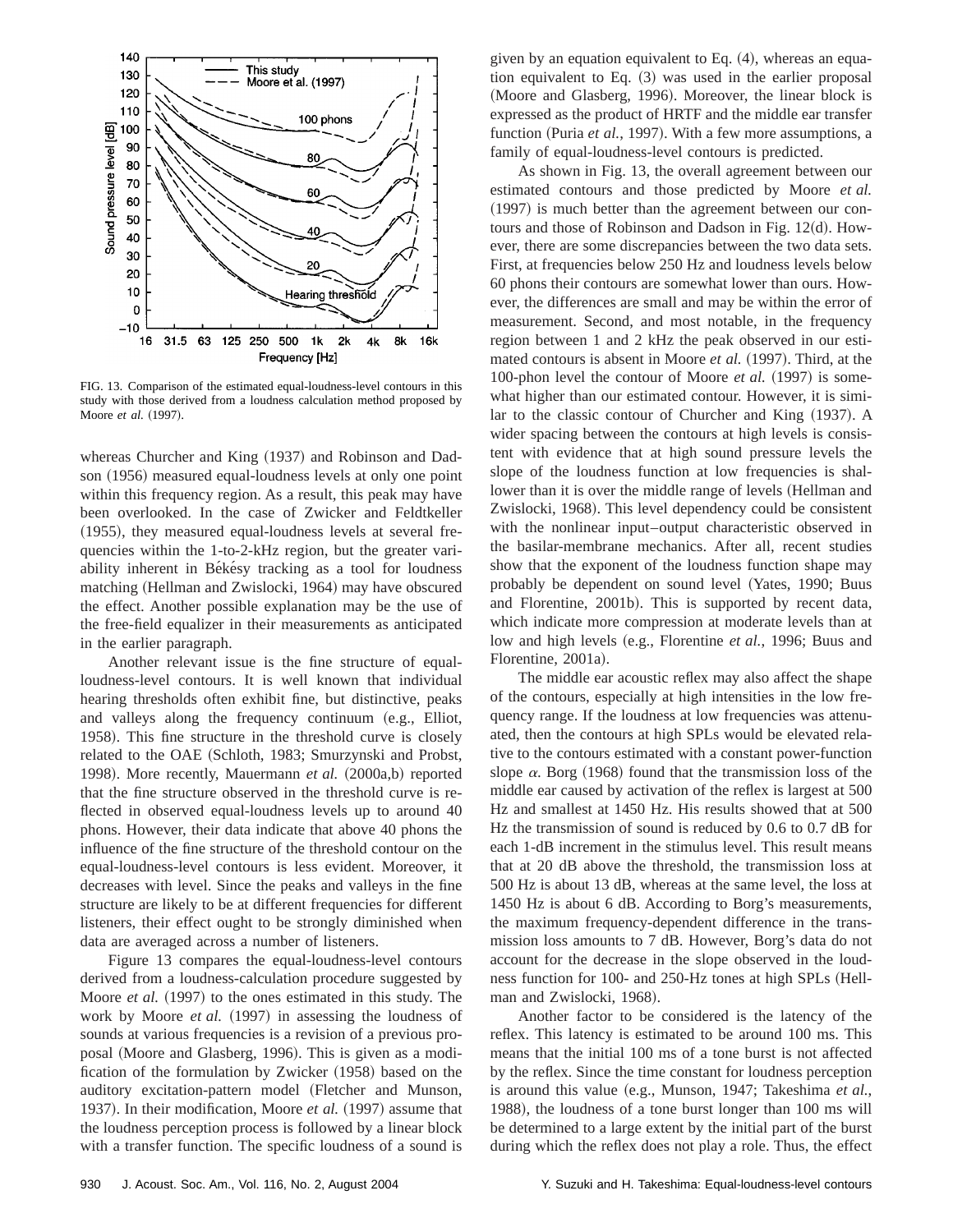FIG. 13. Comparison of the estimated equal-loudness-level contours in this study with those derived from a loudness calculation method proposed by Moore *et al.* (1997).

whereas Churcher and King (1937) and Robinson and Dadson (1956) measured equal-loudness levels at only one point within this frequency region. As a result, this peak may have been overlooked. In the case of Zwicker and Feldtkeller (1955), they measured equal-loudness levels at several frequencies within the 1-to-2-kHz region, but the greater variability inherent in Békésy tracking as a tool for loudness matching (Hellman and Zwislocki, 1964) may have obscured the effect. Another possible explanation may be the use of the free-field equalizer in their measurements as anticipated in the earlier paragraph.

Another relevant issue is the fine structure of equal-loudness-level contours. It is well known that individual hearing thresholds often exhibit fine, but distinctive, peaks and valleys along the frequency continuum (e.g., Elliot, 1958). This fine structure in the threshold curve is closely related to the OAE (Schloth, 1983; Smurzynski and Probst, 1998). More recently, Mauermann *et al.* (2000a,b) reported that the fine structure observed in the threshold curve is reflected in observed equal-loudness levels up to around 40 phons. However, their data indicate that above 40 phons the influence of the fine structure of the threshold contour on the equal-loudness-level contours is less evident. Moreover, it decreases with level. Since the peaks and valleys in the fine structure are likely to be at different frequencies for different listeners, their effect ought to be strongly diminished when data are averaged across a number of listeners.

Figure 13 compares the equal-loudness-level contours derived from a loudness-calculation procedure suggested by Moore *et al.* (1997) to the ones estimated in this study. The work by Moore *et al.* (1997) in assessing the loudness of sounds at various frequencies is a revision of a previous proposal (Moore and Glasberg, 1996). This is given as a modification of the formulation by Zwicker (1958) based on the auditory excitation-pattern model (Fletcher and Munson, 1937). In their modification, Moore *et al.* (1997) assume that the loudness perception process is followed by a linear block with a transfer function. The specific loudness of a sound is given by an equation equivalent to Eq. (4), whereas an equation equivalent to Eq. (3) was used in the earlier proposal (Moore and Glasberg, 1996). Moreover, the linear block is expressed as the product of HRTF and the middle ear transfer function (Puria *et al.*, 1997). With a few more assumptions, a family of equal-loudness-level contours is predicted.

As shown in Fig. 13, the overall agreement between our estimated contours and those predicted by Moore *et al.* (1997) is much better than the agreement between our contours and those of Robinson and Dadson in Fig. 12(d). However, there are some discrepancies between the two data sets. First, at frequencies below 250 Hz and loudness levels below 60 phons their contours are somewhat lower than ours. However, the differences are small and may be within the error of measurement. Second, and most notable, in the frequency region between 1 and 2 kHz the peak observed in our estimated contours is absent in Moore *et al.* (1997). Third, at the 100-phon level the contour of Moore *et al.* (1997) is somewhat higher than our estimated contour. However, it is similar to the classic contour of Churcher and King (1937). A wider spacing between the contours at high levels is consistent with evidence that at high sound pressure levels the slope of the loudness function at low frequencies is shallower than it is over the middle range of levels (Hellman and Zwislocki, 1968). This level dependency could be consistent with the nonlinear input–output characteristic observed in the basilar-membrane mechanics. After all, recent studies show that the exponent of the loudness function shape may probably be dependent on sound level (Yates, 1990; Buus and Florentine, 2001b). This is supported by recent data, which indicate more compression at moderate levels than at low and high levels (e.g., Florentine *et al.*, 1996; Buus and Florentine, 2001a).

The middle ear acoustic reflex may also affect the shape of the contours, especially at high intensities in the low frequency range. If the loudness at low frequencies was attenuated, then the contours at high SPLs would be elevated relative to the contours estimated with a constant power-function slope $\alpha$. Borg (1968) found that the transmission loss of the middle ear caused by activation of the reflex is largest at 500 Hz and smallest at 1450 Hz. His results showed that at 500 Hz the transmission of sound is reduced by 0.6 to 0.7 dB for each 1-dB increment in the stimulus level. This result means that at 20 dB above the threshold, the transmission loss at 500 Hz is about 13 dB, whereas at the same level, the loss at 1450 Hz is about 6 dB. According to Borg's measurements, the maximum frequency-dependent difference in the transmission loss amounts to 7 dB. However, Borg's data do not account for the decrease in the slope observed in the loudness function for 100- and 250-Hz tones at high SPLs (Hellman and Zwislocki, 1968).

Another factor to be considered is the latency of the reflex. This latency is estimated to be around 100 ms. This means that the initial 100 ms of a tone burst is not affected by the reflex. Since the time constant for loudness perception is around this value (e.g., Munson, 1947; Takeshima *et al.*, 1988), the loudness of a tone burst longer than 100 ms will be determined to a large extent by the initial part of the burst during which the reflex does not play a role. Thus, the effect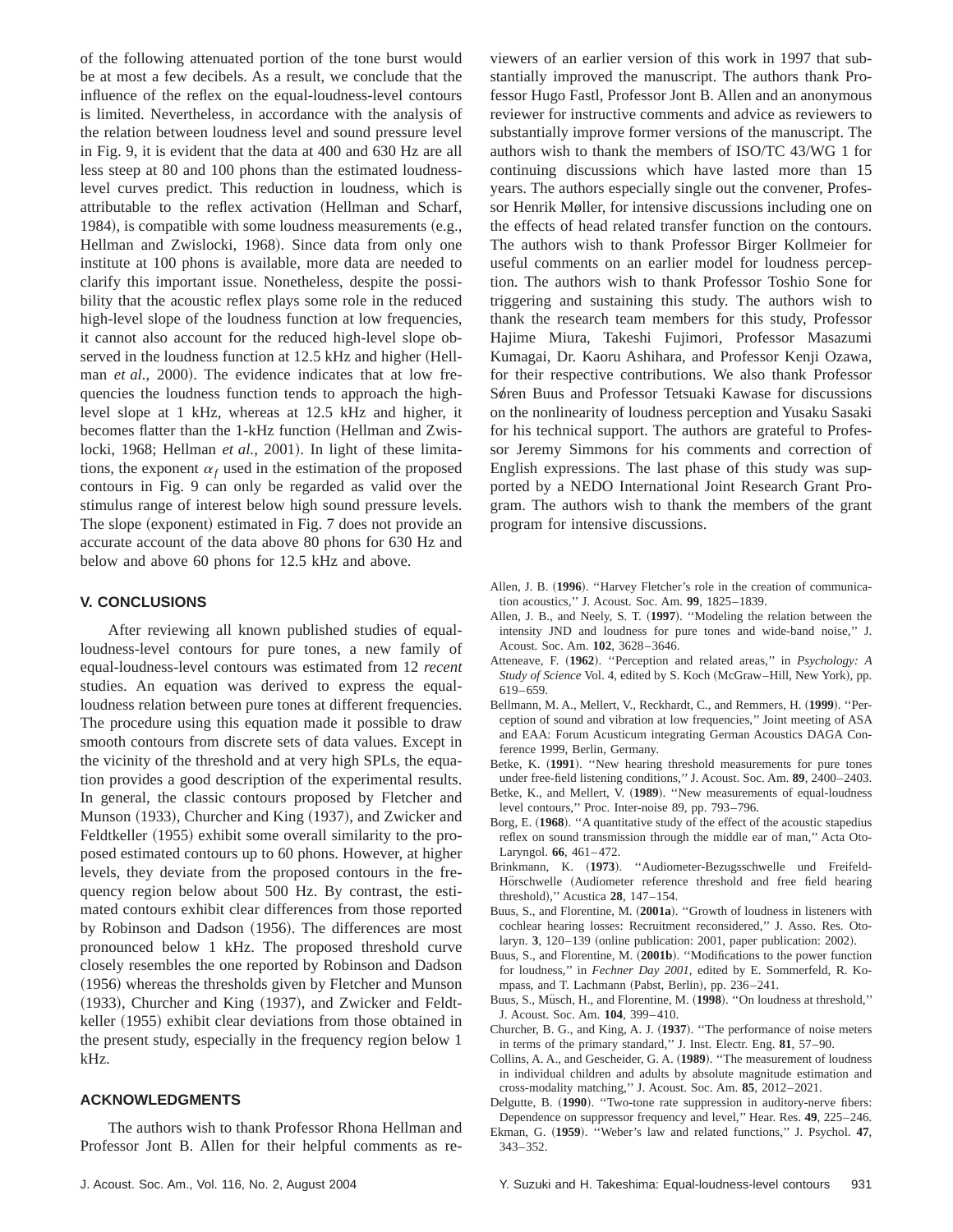of the following attenuated portion of the tone burst would be at most a few decibels. As a result, we conclude that the influence of the reflex on the equal-loudness-level contours is limited. Nevertheless, in accordance with the analysis of the relation between loudness level and sound pressure level in Fig. 9, it is evident that the data at 400 and 630 Hz are all less steep at 80 and 100 phons than the estimated loudness-level curves predict. This reduction in loudness, which is attributable to the reflex activation (Hellman and Scharf, 1984), is compatible with some loudness measurements (e.g., Hellman and Zwislocki, 1968). Since data from only one institute at 100 phons is available, more data are needed to clarify this important issue. Nonetheless, despite the possibility that the acoustic reflex plays some role in the reduced high-level slope of the loudness function at low frequencies, it cannot also account for the reduced high-level slope observed in the loudness function at 12.5 kHz and higher (Hellman *et al.*, 2000). The evidence indicates that at low frequencies the loudness function tends to approach the high-level slope at 1 kHz, whereas at 12.5 kHz and higher, it becomes flatter than the 1-kHz function (Hellman and Zwislocki, 1968; Hellman *et al.*, 2001). In light of these limitations, the exponent $\alpha_f$ used in the estimation of the proposed contours in Fig. 9 can only be regarded as valid over the stimulus range of interest below high sound pressure levels. The slope (exponent) estimated in Fig. 7 does not provide an accurate account of the data above 80 phons for 630 Hz and below and above 60 phons for 12.5 kHz and above.

## V. CONCLUSIONS

After reviewing all known published studies of equal-loudness-level contours for pure tones, a new family of equal-loudness-level contours was estimated from 12 *recent* studies. An equation was derived to express the equal-loudness relation between pure tones at different frequencies. The procedure using this equation made it possible to draw smooth contours from discrete sets of data values. Except in the vicinity of the threshold and at very high SPLs, the equation provides a good description of the experimental results. In general, the classic contours proposed by Fletcher and Munson (1933), Churcher and King (1937), and Zwicker and Feldtkeller (1955) exhibit some overall similarity to the proposed estimated contours up to 60 phons. However, at higher levels, they deviate from the proposed contours in the frequency region below about 500 Hz. By contrast, the estimated contours exhibit clear differences from those reported by Robinson and Dadson (1956). The differences are most pronounced below 1 kHz. The proposed threshold curve closely resembles the one reported by Robinson and Dadson (1956) whereas the thresholds given by Fletcher and Munson (1933), Churcher and King (1937), and Zwicker and Feldtkeller (1955) exhibit clear deviations from those obtained in the present study, especially in the frequency region below 1 kHz.

## ACKNOWLEDGMENTS

The authors wish to thank Professor Rhona Hellman and Professor Jont B. Allen for their helpful comments as reviewers of an earlier version of this work in 1997 that substantially improved the manuscript. The authors thank Professor Hugo Fastl, Professor Jont B. Allen and an anonymous reviewer for instructive comments and advice as reviewers to substantially improve former versions of the manuscript. The authors wish to thank the members of ISO/TC 43/WG 1 for continuing discussions which have lasted more than 15 years. The authors especially single out the convener, Professor Henrik Møller, for intensive discussions including one on the effects of head related transfer function on the contours. The authors wish to thank Professor Birger Kollmeier for useful comments on an earlier model for loudness perception. The authors wish to thank Professor Toshio Sone for triggering and sustaining this study. The authors wish to thank the research team members for this study, Professor Hajime Miura, Takeshi Fujimori, Professor Masazumi Kumagai, Dr. Kaoru Ashihara, and Professor Kenji Ozawa, for their respective contributions. We also thank Professor Søren Buus and Professor Tetsuaki Kawase for discussions on the nonlinearity of loudness perception and Yusaku Sasaki for his technical support. The authors are grateful to Professor Jeremy Simmons for his comments and correction of English expressions. The last phase of this study was supported by a NEDO International Joint Research Grant Program. The authors wish to thank the members of the grant program for intensive discussions.

Allen, J. B. (**1996**). "Harvey Fletcher's role in the creation of communication acoustics," J. Acoust. Soc. Am. **99**, 1825–1839.

Allen, J. B., and Neely, S. T. (**1997**). "Modeling the relation between the intensity JND and loudness for pure tones and wide-band noise," J. Acoust. Soc. Am. **102**, 3628–3646.

Atteneave, F. (**1962**). "Perception and related areas," in *Psychology: A Study of Science* Vol. 4, edited by S. Koch (McGraw–Hill, New York), pp. 619–659.

Bellmann, M. A., Mellert, V., Reckhardt, C., and Remmers, H. (**1999**). "Perception of sound and vibration at low frequencies," Joint meeting of ASA and EAA: Forum Acusticum integrating German Acoustics DAGA Conference 1999, Berlin, Germany.

Betke, K. (**1991**). "New hearing threshold measurements for pure tones under free-field listening conditions," J. Acoust. Soc. Am. **89**, 2400–2403.

Betke, K., and Mellert, V. (**1989**). "New measurements of equal-loudness level contours," Proc. Inter-noise 89, pp. 793–796.

Borg, E. (**1968**). "A quantitative study of the effect of the acoustic stapedius reflex on sound transmission through the middle ear of man," Acta Oto-Laryngol. **66**, 461–472.

Brinkmann, K. (**1973**). "Audiometer-Bezugsschwelle und Freifeld-Hörschwelle (Audiometer reference threshold and free field hearing threshold)," Acustica **28**, 147–154.

Buus, S., and Florentine, M. (**2001a**). "Growth of loudness in listeners with cochlear hearing losses: Recruitment reconsidered," J. Asso. Res. Otolaryn. **3**, 120–139 (online publication: 2001, paper publication: 2002).

Buus, S., and Florentine, M. (**2001b**). "Modifications to the power function for loudness," in *Fechner Day 2001*, edited by E. Sommerfeld, R. Kompass, and T. Lachmann (Pabst, Berlin), pp. 236–241.

Buus, S., Müsch, H., and Florentine, M. (**1998**). "On loudness at threshold," J. Acoust. Soc. Am. **104**, 399–410.

Churcher, B. G., and King, A. J. (**1937**). "The performance of noise meters in terms of the primary standard," J. Inst. Electr. Eng. **81**, 57–90.

Collins, A. A., and Gescheider, G. A. (**1989**). "The measurement of loudness in individual children and adults by absolute magnitude estimation and cross-modality matching," J. Acoust. Soc. Am. **85**, 2012–2021.

Delgutte, B. (**1990**). "Two-tone rate suppression in auditory-nerve fibers: Dependence on suppressor frequency and level," Hear. Res. **49**, 225–246.

Ekman, G. (**1959**). "Weber's law and related functions," J. Psychol. **47**, 343–352.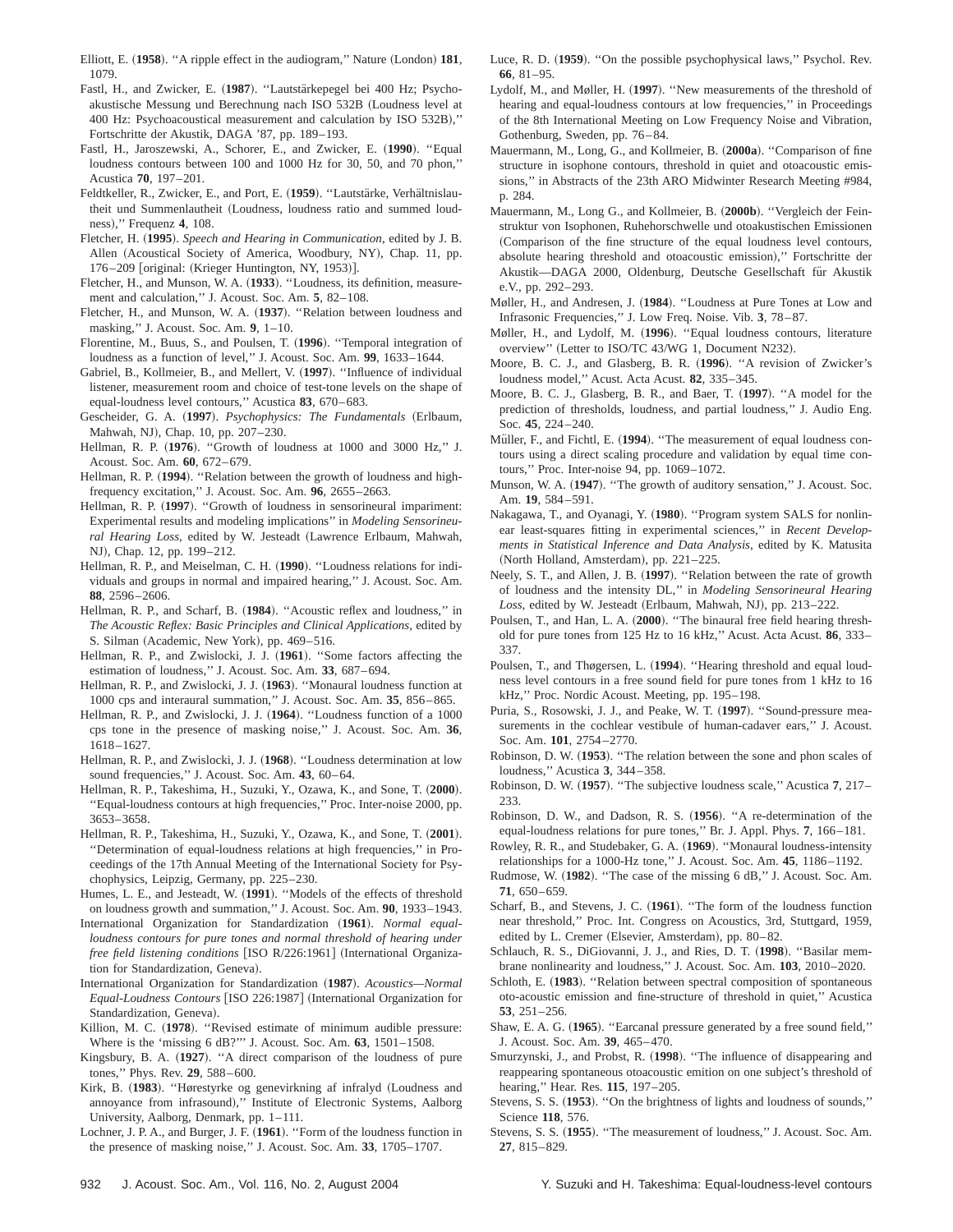Elliott, E. (**1958**). ''A ripple effect in the audiogram,'' Nature (London) **181**, 1079.

Fastl, H., and Zwicker, E. (**1987**). ''Lautstärkepegel bei 400 Hz; Psychoakustische Messung und Berechnung nach ISO 532B (Loudness level at 400 Hz: Psychoacoustical measurement and calculation by ISO 532B),'' Fortschritte der Akustik, DAGA '87, pp. 189–193.

Fastl, H., Jaroszewski, A., Schorer, E., and Zwicker, E. (**1990**). ''Equal loudness contours between 100 and 1000 Hz for 30, 50, and 70 phon,'' Acustica **70**, 197–201.

Feldtkeller, R., Zwicker, E., and Port, E. (**1959**). ''Lautstärke, Verhältnislautheit und Summenlautheit (Loudness, loudness ratio and summed loudness),'' Frequenz **4**, 108.

Fletcher, H. (**1995**). *Speech and Hearing in Communication*, edited by J. B. Allen (Acoustical Society of America, Woodbury, NY), Chap. 11, pp. 176–209 [original: (Krieger Huntington, NY, 1953)].

Fletcher, H., and Munson, W. A. (**1933**). ''Loudness, its definition, measurement and calculation,'' J. Acoust. Soc. Am. **5**, 82–108.

Fletcher, H., and Munson, W. A. (**1937**). ''Relation between loudness and masking,'' J. Acoust. Soc. Am. **9**, 1–10.

Florentine, M., Buus, S., and Poulsen, T. (**1996**). ''Temporal integration of loudness as a function of level,'' J. Acoust. Soc. Am. **99**, 1633–1644.

Gabriel, B., Kollmeier, B., and Mellert, V. (**1997**). ''Influence of individual listener, measurement room and choice of test-tone levels on the shape of equal-loudness level contours,'' Acustica **83**, 670–683.

Gescheider, G. A. (**1997**). *Psychophysics: The Fundamentals* (Erlbaum, Mahwah, NJ), Chap. 10, pp. 207–230.

Hellman, R. P. (**1976**). ''Growth of loudness at 1000 and 3000 Hz,'' J. Acoust. Soc. Am. **60**, 672–679.

Hellman, R. P. (**1994**). ''Relation between the growth of loudness and high-frequency excitation,'' J. Acoust. Soc. Am. **96**, 2655–2663.

Hellman, R. P. (**1997**). ''Growth of loudness in sensorineural impariment: Experimental results and modeling implications'' in *Modeling Sensorineural Hearing Loss*, edited by W. Jesteadt (Lawrence Erlbaum, Mahwah, NJ), Chap. 12, pp. 199–212.

Hellman, R. P., and Meiselman, C. H. (**1990**). ''Loudness relations for individuals and groups in normal and impaired hearing,'' J. Acoust. Soc. Am. **88**, 2596–2606.

Hellman, R. P., and Scharf, B. (**1984**). ''Acoustic reflex and loudness,'' in *The Acoustic Reflex: Basic Principles and Clinical Applications*, edited by S. Silman (Academic, New York), pp. 469–516.

Hellman, R. P., and Zwislocki, J. J. (**1961**). ''Some factors affecting the estimation of loudness,'' J. Acoust. Soc. Am. **33**, 687–694.

Hellman, R. P., and Zwislocki, J. J. (**1963**). ''Monaural loudness function at 1000 cps and interaural summation,'' J. Acoust. Soc. Am. **35**, 856–865.

Hellman, R. P., and Zwislocki, J. J. (**1964**). ''Loudness function of a 1000 cps tone in the presence of masking noise,'' J. Acoust. Soc. Am. **36**, 1618–1627.

Hellman, R. P., and Zwislocki, J. J. (**1968**). ''Loudness determination at low sound frequencies,'' J. Acoust. Soc. Am. **43**, 60–64.

Hellman, R. P., Takeshima, H., Suzuki, Y., Ozawa, K., and Sone, T. (**2000**). ''Equal-loudness contours at high frequencies,'' Proc. Inter-noise 2000, pp. 3653–3658.

Hellman, R. P., Takeshima, H., Suzuki, Y., Ozawa, K., and Sone, T. (**2001**). ''Determination of equal-loudness relations at high frequencies,'' in Proceedings of the 17th Annual Meeting of the International Society for Psychophysics, Leipzig, Germany, pp. 225–230.

Humes, L. E., and Jesteadt, W. (**1991**). ''Models of the effects of threshold on loudness growth and summation,'' J. Acoust. Soc. Am. **90**, 1933–1943.

International Organization for Standardization (**1961**). *Normal equal-loudness contours for pure tones and normal threshold of hearing under free field listening conditions* [ISO R/226:1961] (International Organization for Standardization, Geneva).

International Organization for Standardization (**1987**). *Acoustics—Normal Equal-Loudness Contours* [ISO 226:1987] (International Organization for Standardization, Geneva).

Killion, M. C. (**1978**). ''Revised estimate of minimum audible pressure: Where is the 'missing 6 dB?''' J. Acoust. Soc. Am. **63**, 1501–1508.

Kingsbury, B. A. (**1927**). ''A direct comparison of the loudness of pure tones,'' Phys. Rev. **29**, 588–600.

Kirk, B. (**1983**). ''Hørestyrke og genevirkning af infralyd (Loudness and annoyance from infrasound),'' Institute of Electronic Systems, Aalborg University, Aalborg, Denmark, pp. 1–111.

Lochner, J. P. A., and Burger, J. F. (**1961**). ''Form of the loudness function in the presence of masking noise,'' J. Acoust. Soc. Am. **33**, 1705–1707.

Luce, R. D. (**1959**). ''On the possible psychophysical laws,'' Psychol. Rev. **66**, 81–95.

Lydolf, M., and Møller, H. (**1997**). ''New measurements of the threshold of hearing and equal-loudness contours at low frequencies,'' in Proceedings of the 8th International Meeting on Low Frequency Noise and Vibration, Gothenburg, Sweden, pp. 76–84.

Mauermann, M., Long, G., and Kollmeier, B. (**2000a**). ''Comparison of fine structure in isophone contours, threshold in quiet and otoacoustic emissions,'' in Abstracts of the 23th ARO Midwinter Research Meeting #984, p. 284.

Mauermann, M., Long G., and Kollmeier, B. (**2000b**). ''Vergleich der Feinstruktur von Isophonen, Ruhehorschwelle und otoakustischen Emissionen (Comparison of the fine structure of the equal loudness level contours, absolute hearing threshold and otoacoustic emission),'' Fortschritte der Akustik—DAGA 2000, Oldenburg, Deutsche Gesellschaft für Akustik e.V., pp. 292–293.

Møller, H., and Andresen, J. (**1984**). ''Loudness at Pure Tones at Low and Infrasonic Frequencies,'' J. Low Freq. Noise. Vib. **3**, 78–87.

Møller, H., and Lydolf, M. (**1996**). ''Equal loudness contours, literature overview'' (Letter to ISO/TC 43/WG 1, Document N232).

Moore, B. C. J., and Glasberg, B. R. (**1996**). ''A revision of Zwicker's loudness model,'' Acust. Acta Acust. **82**, 335–345.

Moore, B. C. J., Glasberg, B. R., and Baer, T. (**1997**). ''A model for the prediction of thresholds, loudness, and partial loudness,'' J. Audio Eng. Soc. **45**, 224–240.

Müller, F., and Fichtl, E. (**1994**). ''The measurement of equal loudness contours using a direct scaling procedure and validation by equal time contours,'' Proc. Inter-noise 94, pp. 1069–1072.

Munson, W. A. (**1947**). ''The growth of auditory sensation,'' J. Acoust. Soc. Am. **19**, 584–591.

Nakagawa, T., and Oyanagi, Y. (**1980**). ''Program system SALS for nonlinear least-squares fitting in experimental sciences,'' in *Recent Developments in Statistical Inference and Data Analysis*, edited by K. Matusita (North Holland, Amsterdam), pp. 221–225.

Neely, S. T., and Allen, J. B. (**1997**). ''Relation between the rate of growth of loudness and the intensity DL,'' in *Modeling Sensorineural Hearing Loss*, edited by W. Jesteadt (Erlbaum, Mahwah, NJ), pp. 213–222.

Poulsen, T., and Han, L. A. (**2000**). ''The binaural free field hearing threshold for pure tones from 125 Hz to 16 kHz,'' Acust. Acta Acust. **86**, 333–337.

Poulsen, T., and Thøgersen, L. (**1994**). ''Hearing threshold and equal loudness level contours in a free sound field for pure tones from 1 kHz to 16 kHz,'' Proc. Nordic Acoust. Meeting, pp. 195–198.

Puria, S., Rosowski, J. J., and Peake, W. T. (**1997**). ''Sound-pressure measurements in the cochlear vestibule of human-cadaver ears,'' J. Acoust. Soc. Am. **101**, 2754–2770.

Robinson, D. W. (**1953**). ''The relation between the sone and phon scales of loudness,'' Acustica **3**, 344–358.

Robinson, D. W. (**1957**). ''The subjective loudness scale,'' Acustica **7**, 217–233.

Robinson, D. W., and Dadson, R. S. (**1956**). ''A re-determination of the equal-loudness relations for pure tones,'' Br. J. Appl. Phys. **7**, 166–181.

Rowley, R. R., and Studebaker, G. A. (**1969**). ''Monaural loudness-intensity relationships for a 1000-Hz tone,'' J. Acoust. Soc. Am. **45**, 1186–1192.

Rudmose, W. (**1982**). ''The case of the missing 6 dB,'' J. Acoust. Soc. Am. **71**, 650–659.

Scharf, B., and Stevens, J. C. (**1961**). ''The form of the loudness function near threshold,'' Proc. Int. Congress on Acoustics, 3rd, Stuttgard, 1959, edited by L. Cremer (Elsevier, Amsterdam), pp. 80–82.

Schlauch, R. S., DiGiovanni, J. J., and Ries, D. T. (**1998**). ''Basilar membrane nonlinearity and loudness,'' J. Acoust. Soc. Am. **103**, 2010–2020.

Schloth, E. (**1983**). ''Relation between spectral composition of spontaneous oto-acoustic emission and fine-structure of threshold in quiet,'' Acustica **53**, 251–256.

Shaw, E. A. G. (**1965**). ''Earcanal pressure generated by a free sound field,'' J. Acoust. Soc. Am. **39**, 465–470.

Smurzynski, J., and Probst, R. (**1998**). ''The influence of disappearing and reappearing spontaneous otoacoustic emition on one subject's threshold of hearing,'' Hear. Res. **115**, 197–205.

Stevens, S. S. (**1953**). ''On the brightness of lights and loudness of sounds,'' Science **118**, 576.

Stevens, S. S. (**1955**). ''The measurement of loudness,'' J. Acoust. Soc. Am. **27**, 815–829.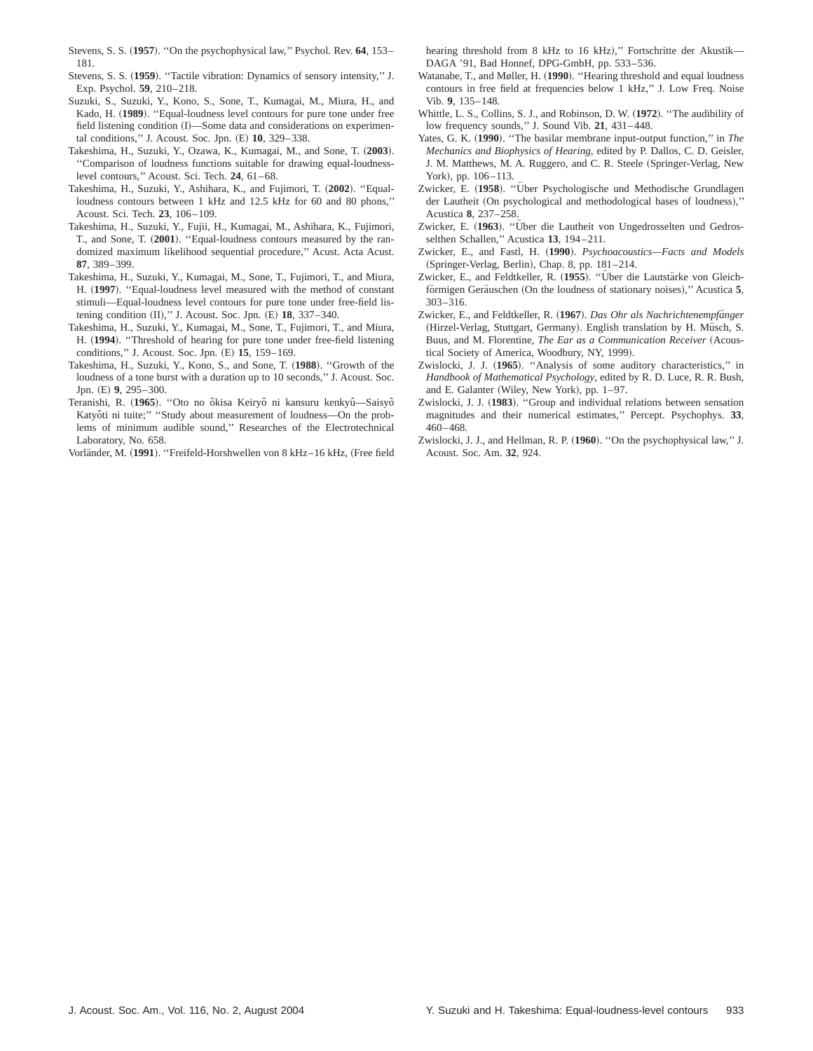Stevens, S. S. (**1957**). ''On the psychophysical law,'' Psychol. Rev. **64**, 153–181.

Stevens, S. S. (**1959**). ''Tactile vibration: Dynamics of sensory intensity,'' J. Exp. Psychol. **59**, 210–218.

Suzuki, S., Suzuki, Y., Kono, S., Sone, T., Kumagai, M., Miura, H., and Kado, H. (**1989**). ''Equal-loudness level contours for pure tone under free field listening condition (I)—Some data and considerations on experimental conditions,'' J. Acoust. Soc. Jpn. (E) **10**, 329–338.

Takeshima, H., Suzuki, Y., Ozawa, K., Kumagai, M., and Sone, T. (**2003**). ''Comparison of loudness functions suitable for drawing equal-loudness-level contours,'' Acoust. Sci. Tech. **24**, 61–68.

Takeshima, H., Suzuki, Y., Ashihara, K., and Fujimori, T. (**2002**). ''Equal-loudness contours between 1 kHz and 12.5 kHz for 60 and 80 phons,'' Acoust. Sci. Tech. **23**, 106–109.

Takeshima, H., Suzuki, Y., Fujii, H., Kumagai, M., Ashihara, K., Fujimori, T., and Sone, T. (**2001**). ''Equal-loudness contours measured by the randomized maximum likelihood sequential procedure,'' Acust. Acta Acust. **87**, 389–399.

Takeshima, H., Suzuki, Y., Kumagai, M., Sone, T., Fujimori, T., and Miura, H. (**1997**). ''Equal-loudness level measured with the method of constant stimuli—Equal-loudness level contours for pure tone under free-field listening condition (II),'' J. Acoust. Soc. Jpn. (E) **18**, 337–340.

Takeshima, H., Suzuki, Y., Kumagai, M., Sone, T., Fujimori, T., and Miura, H. (**1994**). ''Threshold of hearing for pure tone under free-field listening conditions,'' J. Acoust. Soc. Jpn. (E) **15**, 159–169.

Takeshima, H., Suzuki, Y., Kono, S., and Sone, T. (**1988**). ''Growth of the loudness of a tone burst with a duration up to 10 seconds,'' J. Acoust. Soc. Jpn. (E) **9**, 295–300.

Teranishi, R. (**1965**). ''Oto no ôkisa Keiryô ni kansuru kenkyû—Saisyô Katyôti ni tuite;'' ''Study about measurement of loudness—On the problems of minimum audible sound,'' Researches of the Electrotechnical Laboratory, No. 658.

Vorländer, M. (**1991**). ''Freifeld-Horshwellen von 8 kHz–16 kHz, (Free field hearing threshold from 8 kHz to 16 kHz),'' Fortschritte der Akustik—DAGA '91, Bad Honnef, DPG-GmbH, pp. 533–536.

Watanabe, T., and Møller, H. (**1990**). ''Hearing threshold and equal loudness contours in free field at frequencies below 1 kHz,'' J. Low Freq. Noise Vib. **9**, 135–148.

Whittle, L. S., Collins, S. J., and Robinson, D. W. (**1972**). ''The audibility of low frequency sounds,'' J. Sound Vib. **21**, 431–448.

Yates, G. K. (**1990**). ''The basilar membrane input-output function,'' in *The Mechanics and Biophysics of Hearing*, edited by P. Dallos, C. D. Geisler, J. M. Matthews, M. A. Ruggero, and C. R. Steele (Springer-Verlag, New York), pp. 106–113.

Zwicker, E. (**1958**). ''Über Psychologische und Methodische Grundlagen der Lautheit (On psychological and methodological bases of loudness),'' Acustica **8**, 237–258.

Zwicker, E. (**1963**). ''Über die Lautheit von Ungedrosselten und Gedrosselthen Schallen,'' Acustica **13**, 194–211.

Zwicker, E., and Fastl, H. (**1990**). *Psychoacoustics—Facts and Models* (Springer-Verlag, Berlin), Chap. 8, pp. 181–214.

Zwicker, E., and Feldtkeller, R. (**1955**). ''Über die Lautstärke von Gleichförmigen Geräuschen (On the loudness of stationary noises),'' Acustica **5**, 303–316.

Zwicker, E., and Feldtkeller, R. (**1967**). *Das Ohr als Nachrichtenempfänger* (Hirzel-Verlag, Stuttgart, Germany). English translation by H. Müsch, S. Buus, and M. Florentine, *The Ear as a Communication Receiver* (Acoustical Society of America, Woodbury, NY, 1999).

Zwislocki, J. J. (**1965**). ''Analysis of some auditory characteristics,'' in *Handbook of Mathematical Psychology*, edited by R. D. Luce, R. R. Bush, and E. Galanter (Wiley, New York), pp. 1–97.

Zwislocki, J. J. (**1983**). ''Group and individual relations between sensation magnitudes and their numerical estimates,'' Percept. Psychophys. **33**, 460–468.

Zwislocki, J. J., and Hellman, R. P. (**1960**). ''On the psychophysical law,'' J. Acoust. Soc. Am. **32**, 924.